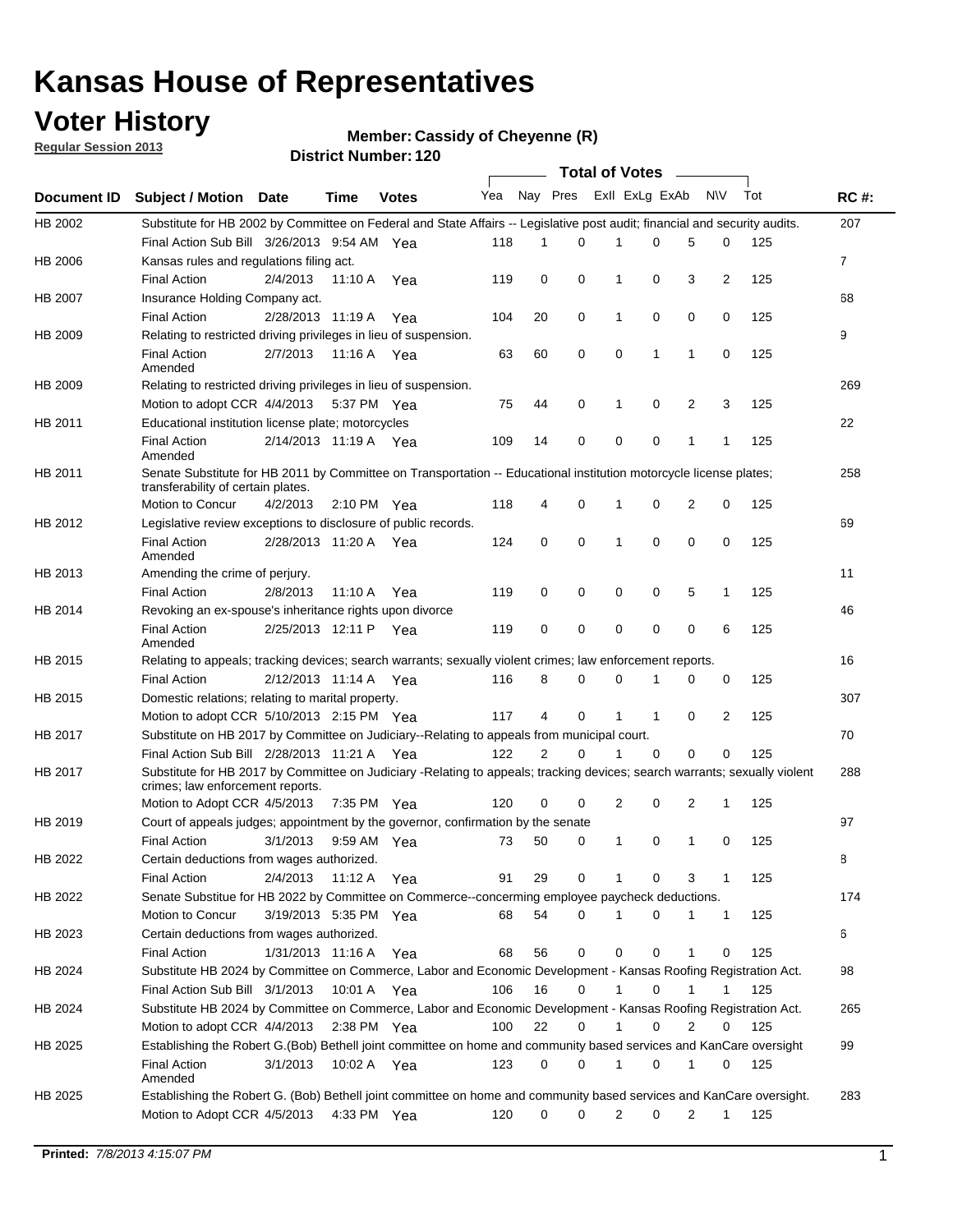# Kansas House of Representatives

## Voter History

**Regular Session 2013**

**Member: Cassidy of Cheyenne (R)**

**District Number: 120**

| Document ID | Subject / Motion | Date | Time | Votes | Yea | Nay | Pres | ExII | ExLg | ExAb | N\V | Tot | RC #: |
|---|---|---|---|---|---|---|---|---|---|---|---|---|---|
| HB 2002 | Substitute for HB 2002 by Committee on Federal and State Affairs -- Legislative post audit; financial and security audits. | | | | | | | | | | | | 207 |
| | Final Action Sub Bill | 3/26/2013 | 9:54 AM | Yea | 118 | 1 | 0 | 1 | 0 | 5 | 0 | 125 | |
| HB 2006 | Kansas rules and regulations filing act. | | | | | | | | | | | | 7 |
| | Final Action | 2/4/2013 | 11:10 A | Yea | 119 | 0 | 0 | 1 | 0 | 3 | 2 | 125 | |
| HB 2007 | Insurance Holding Company act. | | | | | | | | | | | | 68 |
| | Final Action | 2/28/2013 | 11:19 A | Yea | 104 | 20 | 0 | 1 | 0 | 0 | 0 | 125 | |
| HB 2009 | Relating to restricted driving privileges in lieu of suspension. | | | | | | | | | | | | 9 |
| | Final Action Amended | 2/7/2013 | 11:16 A | Yea | 63 | 60 | 0 | 0 | 1 | 1 | 0 | 125 | |
| HB 2009 | Relating to restricted driving privileges in lieu of suspension. | | | | | | | | | | | | 269 |
| | Motion to adopt CCR | 4/4/2013 | 5:37 PM | Yea | 75 | 44 | 0 | 1 | 0 | 2 | 3 | 125 | |
| HB 2011 | Educational institution license plate; motorcycles | | | | | | | | | | | | 22 |
| | Final Action Amended | 2/14/2013 | 11:19 A | Yea | 109 | 14 | 0 | 0 | 0 | 1 | 1 | 125 | |
| HB 2011 | Senate Substitute for HB 2011 by Committee on Transportation -- Educational institution motorcycle license plates; transferability of certain plates. | | | | | | | | | | | | 258 |
| | Motion to Concur | 4/2/2013 | 2:10 PM | Yea | 118 | 4 | 0 | 1 | 0 | 2 | 0 | 125 | |
| HB 2012 | Legislative review exceptions to disclosure of public records. | | | | | | | | | | | | 69 |
| | Final Action Amended | 2/28/2013 | 11:20 A | Yea | 124 | 0 | 0 | 1 | 0 | 0 | 0 | 125 | |
| HB 2013 | Amending the crime of perjury. | | | | | | | | | | | | 11 |
| | Final Action | 2/8/2013 | 11:10 A | Yea | 119 | 0 | 0 | 0 | 0 | 5 | 1 | 125 | |
| HB 2014 | Revoking an ex-spouse's inheritance rights upon divorce | | | | | | | | | | | | 46 |
| | Final Action Amended | 2/25/2013 | 12:11 P | Yea | 119 | 0 | 0 | 0 | 0 | 0 | 6 | 125 | |
| HB 2015 | Relating to appeals; tracking devices; search warrants; sexually violent crimes; law enforcement reports. | | | | | | | | | | | | 16 |
| | Final Action | 2/12/2013 | 11:14 A | Yea | 116 | 8 | 0 | 0 | 1 | 0 | 0 | 125 | |
| HB 2015 | Domestic relations; relating to marital property. | | | | | | | | | | | | 307 |
| | Motion to adopt CCR | 5/10/2013 | 2:15 PM | Yea | 117 | 4 | 0 | 1 | 1 | 0 | 2 | 125 | |
| HB 2017 | Substitute on HB 2017 by Committee on Judiciary--Relating to appeals from municipal court. | | | | | | | | | | | | 70 |
| | Final Action Sub Bill | 2/28/2013 | 11:21 A | Yea | 122 | 2 | 0 | 1 | 0 | 0 | 0 | 125 | |
| HB 2017 | Substitute for HB 2017 by Committee on Judiciary -Relating to appeals; tracking devices; search warrants; sexually violent crimes; law enforcement reports. | | | | | | | | | | | | 288 |
| | Motion to Adopt CCR | 4/5/2013 | 7:35 PM | Yea | 120 | 0 | 0 | 2 | 0 | 2 | 1 | 125 | |
| HB 2019 | Court of appeals judges; appointment by the governor, confirmation by the senate | | | | | | | | | | | | 97 |
| | Final Action | 3/1/2013 | 9:59 AM | Yea | 73 | 50 | 0 | 1 | 0 | 1 | 0 | 125 | |
| HB 2022 | Certain deductions from wages authorized. | | | | | | | | | | | | 8 |
| | Final Action | 2/4/2013 | 11:12 A | Yea | 91 | 29 | 0 | 1 | 0 | 3 | 1 | 125 | |
| HB 2022 | Senate Substitue for HB 2022 by Committee on Commerce--concerning employee paycheck deductions. | | | | | | | | | | | | 174 |
| | Motion to Concur | 3/19/2013 | 5:35 PM | Yea | 68 | 54 | 0 | 1 | 0 | 1 | 1 | 125 | |
| HB 2023 | Certain deductions from wages authorized. | | | | | | | | | | | | 6 |
| | Final Action | 1/31/2013 | 11:16 A | Yea | 68 | 56 | 0 | 0 | 0 | 1 | 0 | 125 | |
| HB 2024 | Substitute HB 2024 by Committee on Commerce, Labor and Economic Development - Kansas Roofing Registration Act. | | | | | | | | | | | | 98 |
| | Final Action Sub Bill | 3/1/2013 | 10:01 A | Yea | 106 | 16 | 0 | 1 | 0 | 1 | 1 | 125 | |
| HB 2024 | Substitute HB 2024 by Committee on Commerce, Labor and Economic Development - Kansas Roofing Registration Act. | | | | | | | | | | | | 265 |
| | Motion to adopt CCR | 4/4/2013 | 2:38 PM | Yea | 100 | 22 | 0 | 1 | 0 | 2 | 0 | 125 | |
| HB 2025 | Establishing the Robert G.(Bob) Bethell joint committee on home and community based services and KanCare oversight | | | | | | | | | | | | 99 |
| | Final Action Amended | 3/1/2013 | 10:02 A | Yea | 123 | 0 | 0 | 1 | 0 | 1 | 0 | 125 | |
| HB 2025 | Establishing the Robert G. (Bob) Bethell joint committee on home and community based services and KanCare oversight. | | | | | | | | | | | | 283 |
| | Motion to Adopt CCR | 4/5/2013 | 4:33 PM | Yea | 120 | 0 | 0 | 2 | 0 | 2 | 1 | 125 | |

**Printed:** *7/8/2013 4:15:07 PM*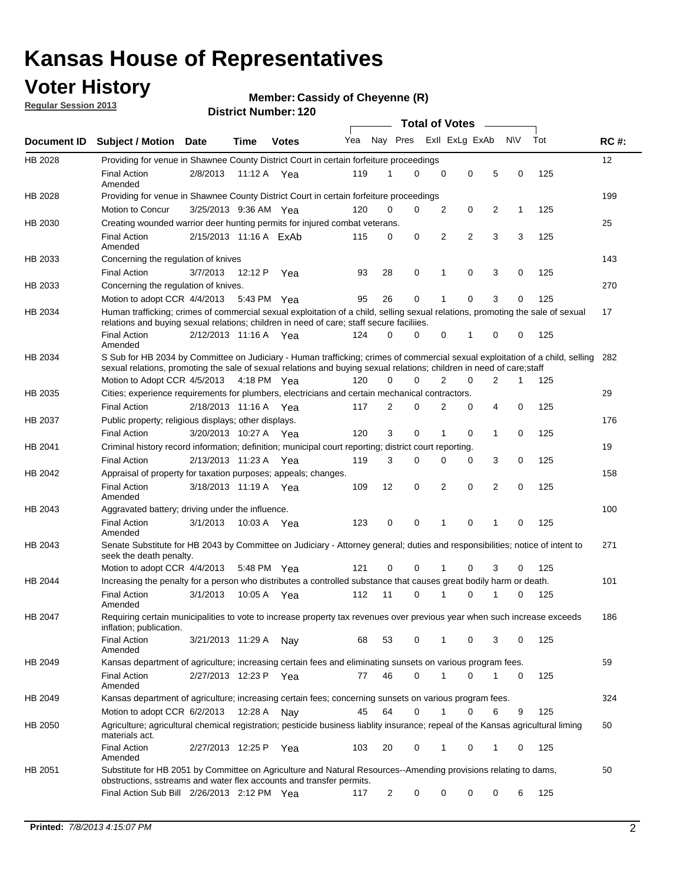# Kansas House of Representatives

## Voter History

**Regular Session 2013**

**Member: Cassidy of Cheyenne (R)**

**District Number: 120**

| Document ID | Subject / Motion | Date | Time | Votes | Yea | Nay | Pres | ExII | ExLg | ExAb | N\V | Tot | RC #: |
|---|---|---|---|---|---|---|---|---|---|---|---|---|---|
| HB 2028 | Providing for venue in Shawnee County District Court in certain forfeiture proceedings | | | | | | | | | | | | 12 |
| | Final Action Amended | 2/8/2013 | 11:12 A | Yea | 119 | 1 | 0 | 0 | 0 | 5 | 0 | 125 | |
| HB 2028 | Providing for venue in Shawnee County District Court in certain forfeiture proceedings | | | | | | | | | | | | 199 |
| | Motion to Concur | 3/25/2013 | 9:36 AM | Yea | 120 | 0 | 0 | 2 | 0 | 2 | 1 | 125 | |
| HB 2030 | Creating wounded warrior deer hunting permits for injured combat veterans. | | | | | | | | | | | | 25 |
| | Final Action Amended | 2/15/2013 | 11:16 A | ExAb | 115 | 0 | 0 | 2 | 2 | 3 | 3 | 125 | |
| HB 2033 | Concerning the regulation of knives | | | | | | | | | | | | 143 |
| | Final Action | 3/7/2013 | 12:12 P | Yea | 93 | 28 | 0 | 1 | 0 | 3 | 0 | 125 | |
| HB 2033 | Concerning the regulation of knives. | | | | | | | | | | | | 270 |
| | Motion to adopt CCR | 4/4/2013 | 5:43 PM | Yea | 95 | 26 | 0 | 1 | 0 | 3 | 0 | 125 | |
| HB 2034 | Human trafficking; crimes of commercial sexual exploitation of a child, selling sexual relations, promoting the sale of sexual relations and buying sexual relations; children in need of care; staff secure faciliies. | | | | | | | | | | | | 17 |
| | Final Action Amended | 2/12/2013 | 11:16 A | Yea | 124 | 0 | 0 | 0 | 1 | 0 | 0 | 125 | |
| HB 2034 | S Sub for HB 2034 by Committee on Judiciary - Human trafficking; crimes of commercial sexual exploitation of a child, selling sexual relations, promoting the sale of sexual relations and buying sexual relations; children in need of care;staff | | | | | | | | | | | | 282 |
| | Motion to Adopt CCR | 4/5/2013 | 4:18 PM | Yea | 120 | 0 | 0 | 2 | 0 | 2 | 1 | 125 | |
| HB 2035 | Cities; experience requirements for plumbers, electricians and certain mechanical contractors. | | | | | | | | | | | | 29 |
| | Final Action | 2/18/2013 | 11:16 A | Yea | 117 | 2 | 0 | 2 | 0 | 4 | 0 | 125 | |
| HB 2037 | Public property; religious displays; other displays. | | | | | | | | | | | | 176 |
| | Final Action | 3/20/2013 | 10:27 A | Yea | 120 | 3 | 0 | 1 | 0 | 1 | 0 | 125 | |
| HB 2041 | Criminal history record information; definition; municipal court reporting; district court reporting. | | | | | | | | | | | | 19 |
| | Final Action | 2/13/2013 | 11:23 A | Yea | 119 | 3 | 0 | 0 | 0 | 3 | 0 | 125 | |
| HB 2042 | Appraisal of property for taxation purposes; appeals; changes. | | | | | | | | | | | | 158 |
| | Final Action Amended | 3/18/2013 | 11:19 A | Yea | 109 | 12 | 0 | 2 | 0 | 2 | 0 | 125 | |
| HB 2043 | Aggravated battery; driving under the influence. | | | | | | | | | | | | 100 |
| | Final Action Amended | 3/1/2013 | 10:03 A | Yea | 123 | 0 | 0 | 1 | 0 | 1 | 0 | 125 | |
| HB 2043 | Senate Substitute for HB 2043 by Committee on Judiciary - Attorney general; duties and responsibilities; notice of intent to seek the death penalty. | | | | | | | | | | | | 271 |
| | Motion to adopt CCR | 4/4/2013 | 5:48 PM | Yea | 121 | 0 | 0 | 1 | 0 | 3 | 0 | 125 | |
| HB 2044 | Increasing the penalty for a person who distributes a controlled substance that causes great bodily harm or death. | | | | | | | | | | | | 101 |
| | Final Action Amended | 3/1/2013 | 10:05 A | Yea | 112 | 11 | 0 | 1 | 0 | 1 | 0 | 125 | |
| HB 2047 | Requiring certain municipalities to vote to increase property tax revenues over previous year when such increase exceeds inflation; publication. | | | | | | | | | | | | 186 |
| | Final Action Amended | 3/21/2013 | 11:29 A | Nay | 68 | 53 | 0 | 1 | 0 | 3 | 0 | 125 | |
| HB 2049 | Kansas department of agriculture; increasing certain fees and eliminating sunsets on various program fees. | | | | | | | | | | | | 59 |
| | Final Action Amended | 2/27/2013 | 12:23 P | Yea | 77 | 46 | 0 | 1 | 0 | 1 | 0 | 125 | |
| HB 2049 | Kansas department of agriculture; increasing certain fees; concerning sunsets on various program fees. | | | | | | | | | | | | 324 |
| | Motion to adopt CCR | 6/2/2013 | 12:28 A | Nay | 45 | 64 | 0 | 1 | 0 | 6 | 9 | 125 | |
| HB 2050 | Agriculture; agricultural chemical registration; pesticide business liablity insurance; repeal of the Kansas agricultural liming materials act. | | | | | | | | | | | | 60 |
| | Final Action Amended | 2/27/2013 | 12:25 P | Yea | 103 | 20 | 0 | 1 | 0 | 1 | 0 | 125 | |
| HB 2051 | Substitute for HB 2051 by Committee on Agriculture and Natural Resources--Amending provisions relating to dams, obstructions, sstreams and water flex accounts and transfer permits. | | | | | | | | | | | | 50 |
| | Final Action Sub Bill | 2/26/2013 | 2:12 PM | Yea | 117 | 2 | 0 | 0 | 0 | 0 | 6 | 125 | |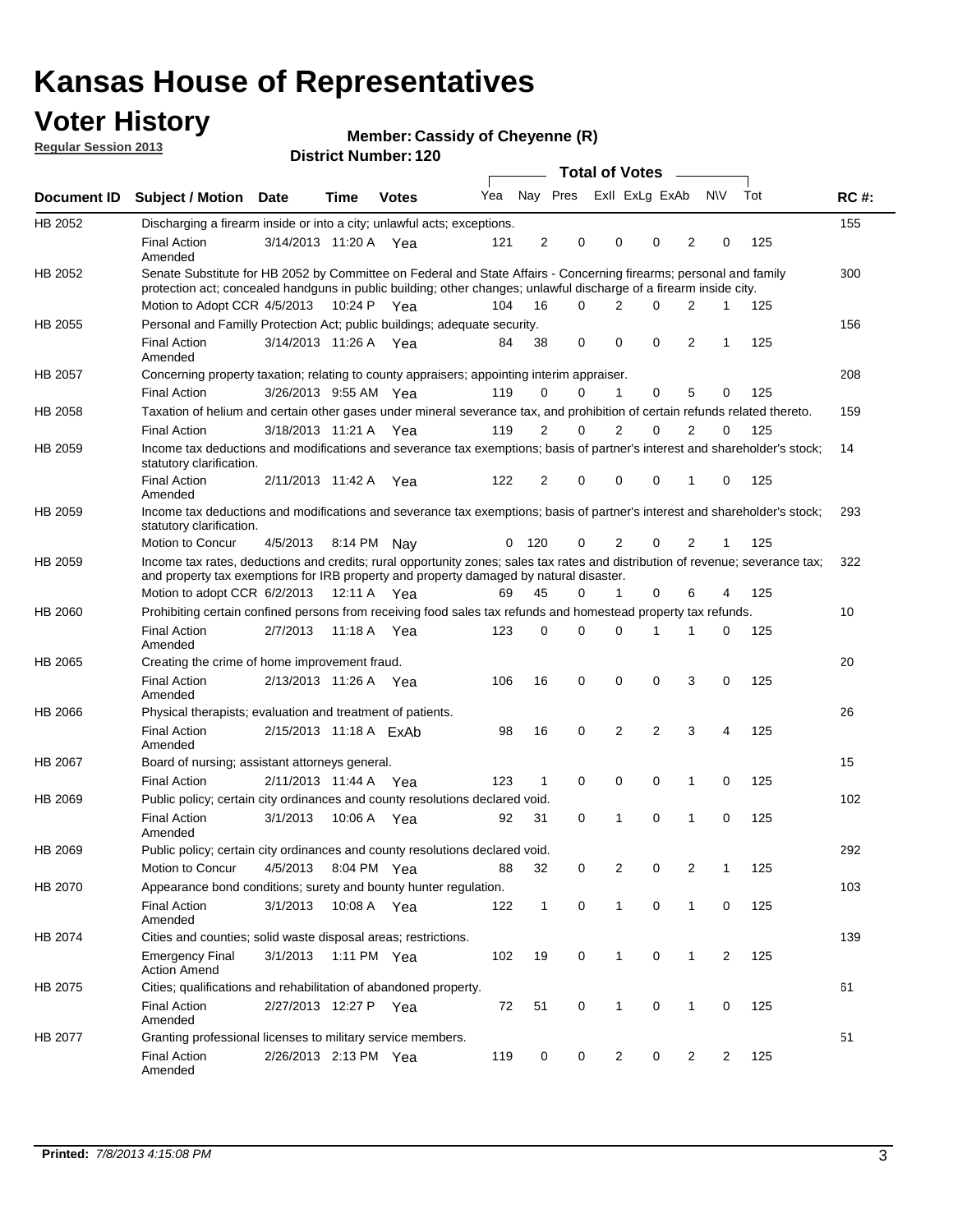# Kansas House of Representatives

## Voter History

**Regular Session 2013**

**Member: Cassidy of Cheyenne (R)**

**District Number: 120**

| Document ID | Subject / Motion | Date | Time | Votes | Yea | Nay | Pres | ExII | ExLg | ExAb | N\V | Tot | RC #: |
|---|---|---|---|---|---|---|---|---|---|---|---|---|---|
| HB 2052 | Discharging a firearm inside or into a city; unlawful acts; exceptions. | | | | | | | | | | | | 155 |
| | Final Action Amended | 3/14/2013 | 11:20 A | Yea | 121 | 2 | 0 | 0 | 0 | 2 | 0 | 125 | |
| HB 2052 | Senate Substitute for HB 2052 by Committee on Federal and State Affairs - Concerning firearms; personal and family protection act; concealed handguns in public building; other changes; unlawful discharge of a firearm inside city. | | | | | | | | | | | | 300 |
| | Motion to Adopt CCR | 4/5/2013 | 10:24 P | Yea | 104 | 16 | 0 | 2 | 0 | 2 | 1 | 125 | |
| HB 2055 | Personal and Familly Protection Act; public buildings; adequate security. | | | | | | | | | | | | 156 |
| | Final Action Amended | 3/14/2013 | 11:26 A | Yea | 84 | 38 | 0 | 0 | 0 | 2 | 1 | 125 | |
| HB 2057 | Concerning property taxation; relating to county appraisers; appointing interim appraiser. | | | | | | | | | | | | 208 |
| | Final Action | 3/26/2013 | 9:55 AM | Yea | 119 | 0 | 0 | 1 | 0 | 5 | 0 | 125 | |
| HB 2058 | Taxation of helium and certain other gases under mineral severance tax, and prohibition of certain refunds related thereto. | | | | | | | | | | | | 159 |
| | Final Action | 3/18/2013 | 11:21 A | Yea | 119 | 2 | 0 | 2 | 0 | 2 | 0 | 125 | |
| HB 2059 | Income tax deductions and modifications and severance tax exemptions; basis of partner's interest and shareholder's stock; statutory clarification. | | | | | | | | | | | | 14 |
| | Final Action Amended | 2/11/2013 | 11:42 A | Yea | 122 | 2 | 0 | 0 | 0 | 1 | 0 | 125 | |
| HB 2059 | Income tax deductions and modifications and severance tax exemptions; basis of partner's interest and shareholder's stock; statutory clarification. | | | | | | | | | | | | 293 |
| | Motion to Concur | 4/5/2013 | 8:14 PM | Nay | 0 | 120 | 0 | 2 | 0 | 2 | 1 | 125 | |
| HB 2059 | Income tax rates, deductions and credits; rural opportunity zones; sales tax rates and distribution of revenue; severance tax; and property tax exemptions for IRB property and property damaged by natural disaster. | | | | | | | | | | | | 322 |
| | Motion to adopt CCR | 6/2/2013 | 12:11 A | Yea | 69 | 45 | 0 | 1 | 0 | 6 | 4 | 125 | |
| HB 2060 | Prohibiting certain confined persons from receiving food sales tax refunds and homestead property tax refunds. | | | | | | | | | | | | 10 |
| | Final Action Amended | 2/7/2013 | 11:18 A | Yea | 123 | 0 | 0 | 0 | 1 | 1 | 0 | 125 | |
| HB 2065 | Creating the crime of home improvement fraud. | | | | | | | | | | | | 20 |
| | Final Action Amended | 2/13/2013 | 11:26 A | Yea | 106 | 16 | 0 | 0 | 0 | 3 | 0 | 125 | |
| HB 2066 | Physical therapists; evaluation and treatment of patients. | | | | | | | | | | | | 26 |
| | Final Action Amended | 2/15/2013 | 11:18 A | ExAb | 98 | 16 | 0 | 2 | 2 | 3 | 4 | 125 | |
| HB 2067 | Board of nursing; assistant attorneys general. | | | | | | | | | | | | 15 |
| | Final Action | 2/11/2013 | 11:44 A | Yea | 123 | 1 | 0 | 0 | 0 | 1 | 0 | 125 | |
| HB 2069 | Public policy; certain city ordinances and county resolutions declared void. | | | | | | | | | | | | 102 |
| | Final Action Amended | 3/1/2013 | 10:06 A | Yea | 92 | 31 | 0 | 1 | 0 | 1 | 0 | 125 | |
| HB 2069 | Public policy; certain city ordinances and county resolutions declared void. | | | | | | | | | | | | 292 |
| | Motion to Concur | 4/5/2013 | 8:04 PM | Yea | 88 | 32 | 0 | 2 | 0 | 2 | 1 | 125 | |
| HB 2070 | Appearance bond conditions; surety and bounty hunter regulation. | | | | | | | | | | | | 103 |
| | Final Action Amended | 3/1/2013 | 10:08 A | Yea | 122 | 1 | 0 | 1 | 0 | 1 | 0 | 125 | |
| HB 2074 | Cities and counties; solid waste disposal areas; restrictions. | | | | | | | | | | | | 139 |
| | Emergency Final Action Amend | 3/1/2013 | 1:11 PM | Yea | 102 | 19 | 0 | 1 | 0 | 1 | 2 | 125 | |
| HB 2075 | Cities; qualifications and rehabilitation of abandoned property. | | | | | | | | | | | | 61 |
| | Final Action Amended | 2/27/2013 | 12:27 P | Yea | 72 | 51 | 0 | 1 | 0 | 1 | 0 | 125 | |
| HB 2077 | Granting professional licenses to military service members. | | | | | | | | | | | | 51 |
| | Final Action Amended | 2/26/2013 | 2:13 PM | Yea | 119 | 0 | 0 | 2 | 0 | 2 | 2 | 125 | |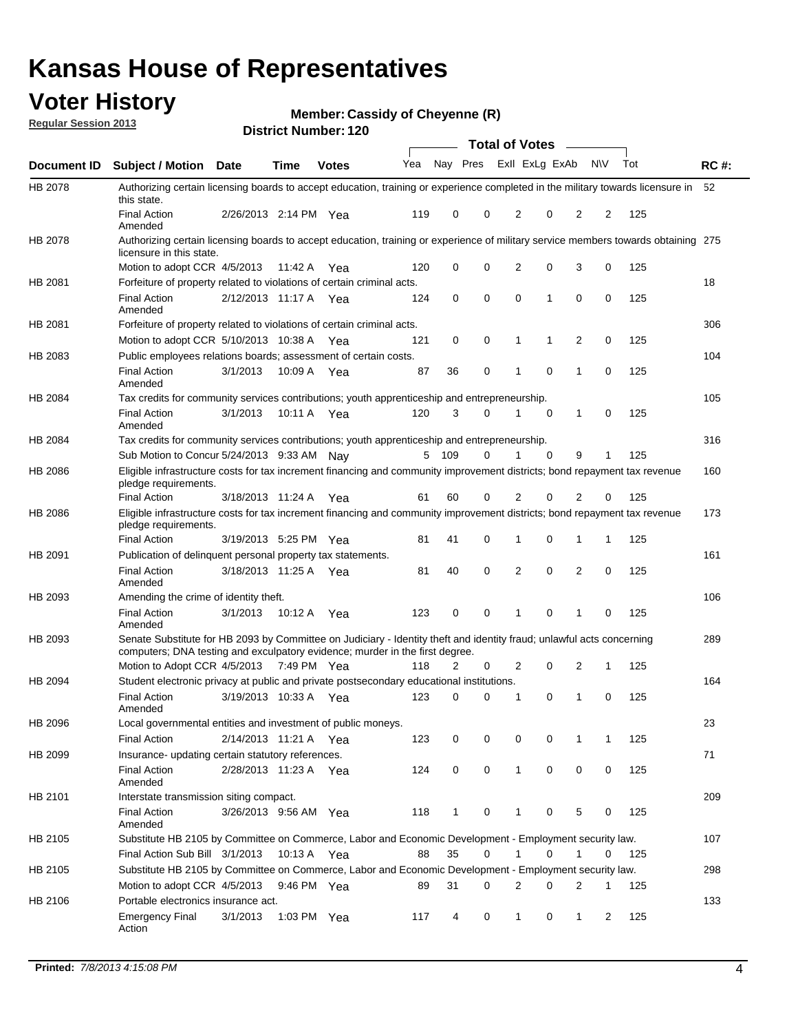# Kansas House of Representatives

## Voter History

**Regular Session 2013**

**Member: Cassidy of Cheyenne (R)**

**District Number: 120**

| Document ID | Subject / Motion | Date | Time | Votes | Yea | Nay | Pres | ExII | ExLg | ExAb | N\V | Tot | RC #: |
|---|---|---|---|---|---|---|---|---|---|---|---|---|---|
| HB 2078 | Authorizing certain licensing boards to accept education, training or experience completed in the military towards licensure in this state. | | | | | | | | | | | | 52 |
| | Final Action Amended | 2/26/2013 | 2:14 PM | Yea | 119 | 0 | 0 | 2 | 0 | 2 | 2 | 125 | |
| HB 2078 | Authorizing certain licensing boards to accept education, training or experience of military service members towards obtaining licensure in this state. | | | | | | | | | | | | 275 |
| | Motion to adopt CCR | 4/5/2013 | 11:42 A | Yea | 120 | 0 | 0 | 2 | 0 | 3 | 0 | 125 | |
| HB 2081 | Forfeiture of property related to violations of certain criminal acts. | | | | | | | | | | | | 18 |
| | Final Action Amended | 2/12/2013 | 11:17 A | Yea | 124 | 0 | 0 | 0 | 1 | 0 | 0 | 125 | |
| HB 2081 | Forfeiture of property related to violations of certain criminal acts. | | | | | | | | | | | | 306 |
| | Motion to adopt CCR | 5/10/2013 | 10:38 A | Yea | 121 | 0 | 0 | 1 | 1 | 2 | 0 | 125 | |
| HB 2083 | Public employees relations boards; assessment of certain costs. | | | | | | | | | | | | 104 |
| | Final Action Amended | 3/1/2013 | 10:09 A | Yea | 87 | 36 | 0 | 1 | 0 | 1 | 0 | 125 | |
| HB 2084 | Tax credits for community services contributions; youth apprenticeship and entrepreneurship. | | | | | | | | | | | | 105 |
| | Final Action Amended | 3/1/2013 | 10:11 A | Yea | 120 | 3 | 0 | 1 | 0 | 1 | 0 | 125 | |
| HB 2084 | Tax credits for community services contributions; youth apprenticeship and entrepreneurship. | | | | | | | | | | | | 316 |
| | Sub Motion to Concur | 5/24/2013 | 9:33 AM | Nay | 5 | 109 | 0 | 1 | 0 | 9 | 1 | 125 | |
| HB 2086 | Eligible infrastructure costs for tax increment financing and community improvement districts; bond repayment tax revenue pledge requirements. | | | | | | | | | | | | 160 |
| | Final Action | 3/18/2013 | 11:24 A | Yea | 61 | 60 | 0 | 2 | 0 | 2 | 0 | 125 | |
| HB 2086 | Eligible infrastructure costs for tax increment financing and community improvement districts; bond repayment tax revenue pledge requirements. | | | | | | | | | | | | 173 |
| | Final Action | 3/19/2013 | 5:25 PM | Yea | 81 | 41 | 0 | 1 | 0 | 1 | 1 | 125 | |
| HB 2091 | Publication of delinquent personal property tax statements. | | | | | | | | | | | | 161 |
| | Final Action Amended | 3/18/2013 | 11:25 A | Yea | 81 | 40 | 0 | 2 | 0 | 2 | 0 | 125 | |
| HB 2093 | Amending the crime of identity theft. | | | | | | | | | | | | 106 |
| | Final Action Amended | 3/1/2013 | 10:12 A | Yea | 123 | 0 | 0 | 1 | 0 | 1 | 0 | 125 | |
| HB 2093 | Senate Substitute for HB 2093 by Committee on Judiciary - Identity theft and identity fraud; unlawful acts concerning computers; DNA testing and exculpatory evidence; murder in the first degree. | | | | | | | | | | | | 289 |
| | Motion to Adopt CCR | 4/5/2013 | 7:49 PM | Yea | 118 | 2 | 0 | 2 | 0 | 2 | 1 | 125 | |
| HB 2094 | Student electronic privacy at public and private postsecondary educational institutions. | | | | | | | | | | | | 164 |
| | Final Action Amended | 3/19/2013 | 10:33 A | Yea | 123 | 0 | 0 | 1 | 0 | 1 | 0 | 125 | |
| HB 2096 | Local governmental entities and investment of public moneys. | | | | | | | | | | | | 23 |
| | Final Action | 2/14/2013 | 11:21 A | Yea | 123 | 0 | 0 | 0 | 0 | 1 | 1 | 125 | |
| HB 2099 | Insurance- updating certain statutory references. | | | | | | | | | | | | 71 |
| | Final Action Amended | 2/28/2013 | 11:23 A | Yea | 124 | 0 | 0 | 1 | 0 | 0 | 0 | 125 | |
| HB 2101 | Interstate transmission siting compact. | | | | | | | | | | | | 209 |
| | Final Action Amended | 3/26/2013 | 9:56 AM | Yea | 118 | 1 | 0 | 1 | 0 | 5 | 0 | 125 | |
| HB 2105 | Substitute HB 2105 by Committee on Commerce, Labor and Economic Development - Employment security law. | | | | | | | | | | | | 107 |
| | Final Action Sub Bill | 3/1/2013 | 10:13 A | Yea | 88 | 35 | 0 | 1 | 0 | 1 | 0 | 125 | |
| HB 2105 | Substitute HB 2105 by Committee on Commerce, Labor and Economic Development - Employment security law. | | | | | | | | | | | | 298 |
| | Motion to adopt CCR | 4/5/2013 | 9:46 PM | Yea | 89 | 31 | 0 | 2 | 0 | 2 | 1 | 125 | |
| HB 2106 | Portable electronics insurance act. | | | | | | | | | | | | 133 |
| | Emergency Final Action | 3/1/2013 | 1:03 PM | Yea | 117 | 4 | 0 | 1 | 0 | 1 | 2 | 125 | |

**Printed:** *7/8/2013 4:15:08 PM*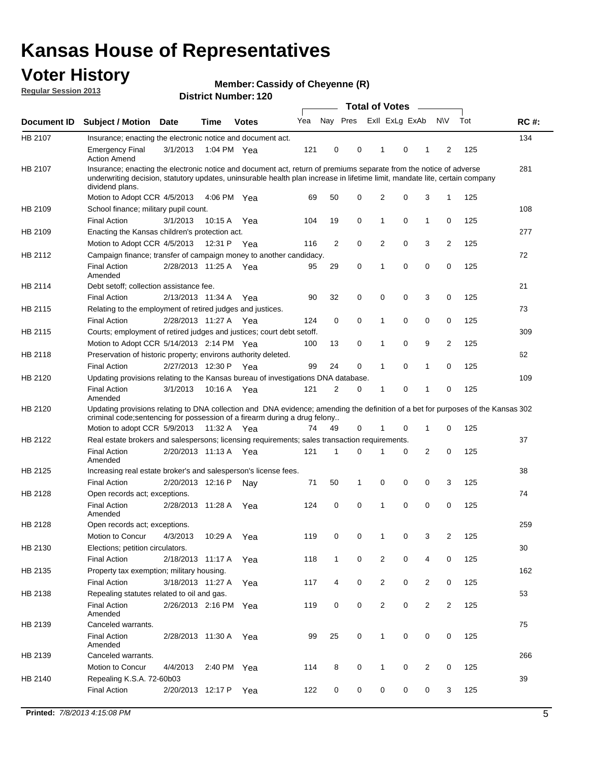# Kansas House of Representatives

## Voter History

**Regular Session 2013**

**Member: Cassidy of Cheyenne (R)**

**District Number: 120**

| Document ID | Subject / Motion | Date | Time | Votes | Yea | Nay | Pres | ExII | ExLg | ExAb | N\V | Tot | RC #: |
|---|---|---|---|---|---|---|---|---|---|---|---|---|---|
| HB 2107 | Insurance; enacting the electronic notice and document act. | | | | | | | | | | | | 134 |
| | Emergency Final Action Amend | 3/1/2013 | 1:04 PM | Yea | 121 | 0 | 0 | 1 | 0 | 1 | 2 | 125 | |
| HB 2107 | Insurance; enacting the electronic notice and document act, return of premiums separate from the notice of adverse underwriting decision, statutory updates, uninsurable health plan increase in lifetime limit, mandate lite, certain company dividend plans. | | | | | | | | | | | | 281 |
| | Motion to Adopt CCR | 4/5/2013 | 4:06 PM | Yea | 69 | 50 | 0 | 2 | 0 | 3 | 1 | 125 | |
| HB 2109 | School finance; military pupil count. | | | | | | | | | | | | 108 |
| | Final Action | 3/1/2013 | 10:15 A | Yea | 104 | 19 | 0 | 1 | 0 | 1 | 0 | 125 | |
| HB 2109 | Enacting the Kansas children's protection act. | | | | | | | | | | | | 277 |
| | Motion to Adopt CCR | 4/5/2013 | 12:31 P | Yea | 116 | 2 | 0 | 2 | 0 | 3 | 2 | 125 | |
| HB 2112 | Campaign finance; transfer of campaign money to another candidacy. | | | | | | | | | | | | 72 |
| | Final Action Amended | 2/28/2013 | 11:25 A | Yea | 95 | 29 | 0 | 1 | 0 | 0 | 0 | 125 | |
| HB 2114 | Debt setoff; collection assistance fee. | | | | | | | | | | | | 21 |
| | Final Action | 2/13/2013 | 11:34 A | Yea | 90 | 32 | 0 | 0 | 0 | 3 | 0 | 125 | |
| HB 2115 | Relating to the employment of retired judges and justices. | | | | | | | | | | | | 73 |
| | Final Action | 2/28/2013 | 11:27 A | Yea | 124 | 0 | 0 | 1 | 0 | 0 | 0 | 125 | |
| HB 2115 | Courts; employment of retired judges and justices; court debt setoff. | | | | | | | | | | | | 309 |
| | Motion to Adopt CCR | 5/14/2013 | 2:14 PM | Yea | 100 | 13 | 0 | 1 | 0 | 9 | 2 | 125 | |
| HB 2118 | Preservation of historic property; environs authority deleted. | | | | | | | | | | | | 62 |
| | Final Action | 2/27/2013 | 12:30 P | Yea | 99 | 24 | 0 | 1 | 0 | 1 | 0 | 125 | |
| HB 2120 | Updating provisions relating to the Kansas bureau of investigations DNA database. | | | | | | | | | | | | 109 |
| | Final Action Amended | 3/1/2013 | 10:16 A | Yea | 121 | 2 | 0 | 1 | 0 | 1 | 0 | 125 | |
| HB 2120 | Updating provisions relating to DNA collection and DNA evidence; amending the definition of a bet for purposes of the Kansas criminal code;sentencing for possession of a firearm during a drug felony.. | | | | | | | | | | | | 302 |
| | Motion to adopt CCR | 5/9/2013 | 11:32 A | Yea | 74 | 49 | 0 | 1 | 0 | 1 | 0 | 125 | |
| HB 2122 | Real estate brokers and salespersons; licensing requirements; sales transaction requirements. | | | | | | | | | | | | 37 |
| | Final Action Amended | 2/20/2013 | 11:13 A | Yea | 121 | 1 | 0 | 1 | 0 | 2 | 0 | 125 | |
| HB 2125 | Increasing real estate broker's and salesperson's license fees. | | | | | | | | | | | | 38 |
| | Final Action | 2/20/2013 | 12:16 P | Nay | 71 | 50 | 1 | 0 | 0 | 0 | 3 | 125 | |
| HB 2128 | Open records act; exceptions. | | | | | | | | | | | | 74 |
| | Final Action Amended | 2/28/2013 | 11:28 A | Yea | 124 | 0 | 0 | 1 | 0 | 0 | 0 | 125 | |
| HB 2128 | Open records act; exceptions. | | | | | | | | | | | | 259 |
| | Motion to Concur | 4/3/2013 | 10:29 A | Yea | 119 | 0 | 0 | 1 | 0 | 3 | 2 | 125 | |
| HB 2130 | Elections; petition circulators. | | | | | | | | | | | | 30 |
| | Final Action | 2/18/2013 | 11:17 A | Yea | 118 | 1 | 0 | 2 | 0 | 4 | 0 | 125 | |
| HB 2135 | Property tax exemption; military housing. | | | | | | | | | | | | 162 |
| | Final Action | 3/18/2013 | 11:27 A | Yea | 117 | 4 | 0 | 2 | 0 | 2 | 0 | 125 | |
| HB 2138 | Repealing statutes related to oil and gas. | | | | | | | | | | | | 53 |
| | Final Action Amended | 2/26/2013 | 2:16 PM | Yea | 119 | 0 | 0 | 2 | 0 | 2 | 2 | 125 | |
| HB 2139 | Canceled warrants. | | | | | | | | | | | | 75 |
| | Final Action Amended | 2/28/2013 | 11:30 A | Yea | 99 | 25 | 0 | 1 | 0 | 0 | 0 | 125 | |
| HB 2139 | Canceled warrants. | | | | | | | | | | | | 266 |
| | Motion to Concur | 4/4/2013 | 2:40 PM | Yea | 114 | 8 | 0 | 1 | 0 | 2 | 0 | 125 | |
| HB 2140 | Repealing K.S.A. 72-60b03 | | | | | | | | | | | | 39 |
| | Final Action | 2/20/2013 | 12:17 P | Yea | 122 | 0 | 0 | 0 | 0 | 0 | 3 | 125 | |

**Printed:** *7/8/2013 4:15:08 PM*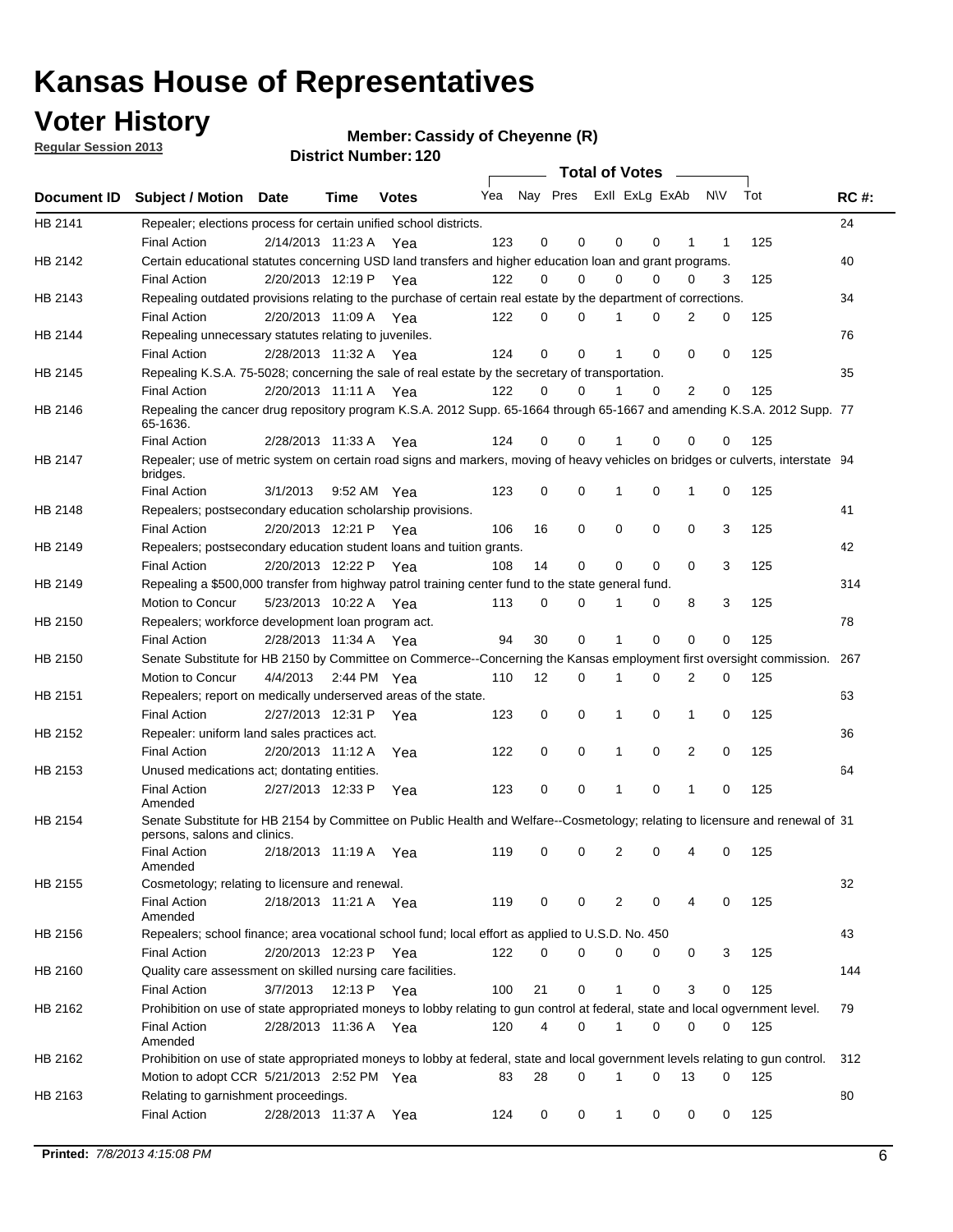# Kansas House of Representatives

## Voter History

**Regular Session 2013**

**Member: Cassidy of Cheyenne (R)**

**District Number: 120**

| Document ID | Subject / Motion | Date | Time | Votes | Yea | Nay | Pres | ExII | ExLg | ExAb | N\V | Tot | RC #: |
|---|---|---|---|---|---|---|---|---|---|---|---|---|---|
| HB 2141 | Repealer; elections process for certain unified school districts. | | | | | | | | | | | | 24 |
| | Final Action | 2/14/2013 | 11:23 A | Yea | 123 | 0 | 0 | 0 | 0 | 1 | 1 | 125 | |
| HB 2142 | Certain educational statutes concerning USD land transfers and higher education loan and grant programs. | | | | | | | | | | | | 40 |
| | Final Action | 2/20/2013 | 12:19 P | Yea | 122 | 0 | 0 | 0 | 0 | 0 | 3 | 125 | |
| HB 2143 | Repealing outdated provisions relating to the purchase of certain real estate by the department of corrections. | | | | | | | | | | | | 34 |
| | Final Action | 2/20/2013 | 11:09 A | Yea | 122 | 0 | 0 | 1 | 0 | 2 | 0 | 125 | |
| HB 2144 | Repealing unnecessary statutes relating to juveniles. | | | | | | | | | | | | 76 |
| | Final Action | 2/28/2013 | 11:32 A | Yea | 124 | 0 | 0 | 1 | 0 | 0 | 0 | 125 | |
| HB 2145 | Repealing K.S.A. 75-5028; concerning the sale of real estate by the secretary of transportation. | | | | | | | | | | | | 35 |
| | Final Action | 2/20/2013 | 11:11 A | Yea | 122 | 0 | 0 | 1 | 0 | 2 | 0 | 125 | |
| HB 2146 | Repealing the cancer drug repository program K.S.A. 2012 Supp. 65-1664 through 65-1667 and amending K.S.A. 2012 Supp. 65-1636. | | | | | | | | | | | | 77 |
| | Final Action | 2/28/2013 | 11:33 A | Yea | 124 | 0 | 0 | 1 | 0 | 0 | 0 | 125 | |
| HB 2147 | Repealer; use of metric system on certain road signs and markers, moving of heavy vehicles on bridges or culverts, interstate bridges. | | | | | | | | | | | | 94 |
| | Final Action | 3/1/2013 | 9:52 AM | Yea | 123 | 0 | 0 | 1 | 0 | 1 | 0 | 125 | |
| HB 2148 | Repealers; postsecondary education scholarship provisions. | | | | | | | | | | | | 41 |
| | Final Action | 2/20/2013 | 12:21 P | Yea | 106 | 16 | 0 | 0 | 0 | 0 | 3 | 125 | |
| HB 2149 | Repealers; postsecondary education student loans and tuition grants. | | | | | | | | | | | | 42 |
| | Final Action | 2/20/2013 | 12:22 P | Yea | 108 | 14 | 0 | 0 | 0 | 0 | 3 | 125 | |
| HB 2149 | Repealing a $500,000 transfer from highway patrol training center fund to the state general fund. | | | | | | | | | | | | 314 |
| | Motion to Concur | 5/23/2013 | 10:22 A | Yea | 113 | 0 | 0 | 1 | 0 | 8 | 3 | 125 | |
| HB 2150 | Repealers; workforce development loan program act. | | | | | | | | | | | | 78 |
| | Final Action | 2/28/2013 | 11:34 A | Yea | 94 | 30 | 0 | 1 | 0 | 0 | 0 | 125 | |
| HB 2150 | Senate Substitute for HB 2150 by Committee on Commerce--Concerning the Kansas employment first oversight commission. | | | | | | | | | | | | 267 |
| | Motion to Concur | 4/4/2013 | 2:44 PM | Yea | 110 | 12 | 0 | 1 | 0 | 2 | 0 | 125 | |
| HB 2151 | Repealers; report on medically underserved areas of the state. | | | | | | | | | | | | 63 |
| | Final Action | 2/27/2013 | 12:31 P | Yea | 123 | 0 | 0 | 1 | 0 | 1 | 0 | 125 | |
| HB 2152 | Repealer: uniform land sales practices act. | | | | | | | | | | | | 36 |
| | Final Action | 2/20/2013 | 11:12 A | Yea | 122 | 0 | 0 | 1 | 0 | 2 | 0 | 125 | |
| HB 2153 | Unused medications act; dontating entities. | | | | | | | | | | | | 64 |
| | Final Action Amended | 2/27/2013 | 12:33 P | Yea | 123 | 0 | 0 | 1 | 0 | 1 | 0 | 125 | |
| HB 2154 | Senate Substitute for HB 2154 by Committee on Public Health and Welfare--Cosmetology; relating to licensure and renewal of persons, salons and clinics. | | | | | | | | | | | | 31 |
| | Final Action Amended | 2/18/2013 | 11:19 A | Yea | 119 | 0 | 0 | 2 | 0 | 4 | 0 | 125 | |
| HB 2155 | Cosmetology; relating to licensure and renewal. | | | | | | | | | | | | 32 |
| | Final Action Amended | 2/18/2013 | 11:21 A | Yea | 119 | 0 | 0 | 2 | 0 | 4 | 0 | 125 | |
| HB 2156 | Repealers; school finance; area vocational school fund; local effort as applied to U.S.D. No. 450 | | | | | | | | | | | | 43 |
| | Final Action | 2/20/2013 | 12:23 P | Yea | 122 | 0 | 0 | 0 | 0 | 0 | 3 | 125 | |
| HB 2160 | Quality care assessment on skilled nursing care facilities. | | | | | | | | | | | | 144 |
| | Final Action | 3/7/2013 | 12:13 P | Yea | 100 | 21 | 0 | 1 | 0 | 3 | 0 | 125 | |
| HB 2162 | Prohibition on use of state appropriated moneys to lobby relating to gun control at federal, state and local ogvernment level. | | | | | | | | | | | | 79 |
| | Final Action Amended | 2/28/2013 | 11:36 A | Yea | 120 | 4 | 0 | 1 | 0 | 0 | 0 | 125 | |
| HB 2162 | Prohibition on use of state appropriated moneys to lobby at federal, state and local government levels relating to gun control. | | | | | | | | | | | | 312 |
| | Motion to adopt CCR | 5/21/2013 | 2:52 PM | Yea | 83 | 28 | 0 | 1 | 0 | 13 | 0 | 125 | |
| HB 2163 | Relating to garnishment proceedings. | | | | | | | | | | | | 80 |
| | Final Action | 2/28/2013 | 11:37 A | Yea | 124 | 0 | 0 | 1 | 0 | 0 | 0 | 125 | |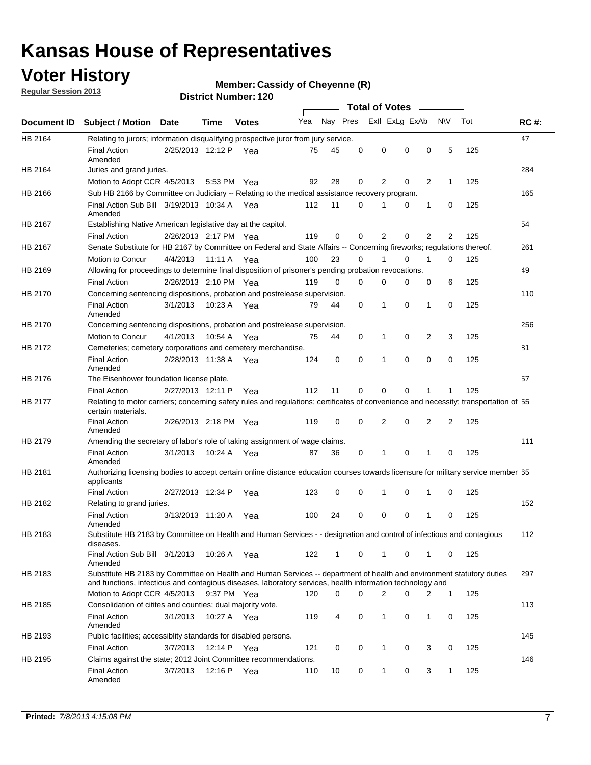# Kansas House of Representatives

## Voter History

**Regular Session 2013**

**Member: Cassidy of Cheyenne (R)**

**District Number: 120**

| Document ID | Subject / Motion | Date | Time | Votes | Yea | Nay | Pres | ExII | ExLg | ExAb | N\V | Tot | RC #: |
|---|---|---|---|---|---|---|---|---|---|---|---|---|---|
| HB 2164 | Relating to jurors; information disqualifying prospective juror from jury service. | | | | | | | | | | | | 47 |
| | Final Action Amended | 2/25/2013 | 12:12 P | Yea | 75 | 45 | 0 | 0 | 0 | 0 | 5 | 125 | |
| HB 2164 | Juries and grand juries. | | | | | | | | | | | | 284 |
| | Motion to Adopt CCR | 4/5/2013 | 5:53 PM | Yea | 92 | 28 | 0 | 2 | 0 | 2 | 1 | 125 | |
| HB 2166 | Sub HB 2166 by Committee on Judiciary -- Relating to the medical assistance recovery program. | | | | | | | | | | | | 165 |
| | Final Action Sub Bill Amended | 3/19/2013 | 10:34 A | Yea | 112 | 11 | 0 | 1 | 0 | 1 | 0 | 125 | |
| HB 2167 | Establishing Native American legislative day at the capitol. | | | | | | | | | | | | 54 |
| | Final Action | 2/26/2013 | 2:17 PM | Yea | 119 | 0 | 0 | 2 | 0 | 2 | 2 | 125 | |
| HB 2167 | Senate Substitute for HB 2167 by Committee on Federal and State Affairs -- Concerning fireworks; regulations thereof. | | | | | | | | | | | | 261 |
| | Motion to Concur | 4/4/2013 | 11:11 A | Yea | 100 | 23 | 0 | 1 | 0 | 1 | 0 | 125 | |
| HB 2169 | Allowing for proceedings to determine final disposition of prisoner's pending probation revocations. | | | | | | | | | | | | 49 |
| | Final Action | 2/26/2013 | 2:10 PM | Yea | 119 | 0 | 0 | 0 | 0 | 0 | 6 | 125 | |
| HB 2170 | Concerning sentencing dispositions, probation and postrelease supervision. | | | | | | | | | | | | 110 |
| | Final Action Amended | 3/1/2013 | 10:23 A | Yea | 79 | 44 | 0 | 1 | 0 | 1 | 0 | 125 | |
| HB 2170 | Concerning sentencing dispositions, probation and postrelease supervision. | | | | | | | | | | | | 256 |
| | Motion to Concur | 4/1/2013 | 10:54 A | Yea | 75 | 44 | 0 | 1 | 0 | 2 | 3 | 125 | |
| HB 2172 | Cemeteries; cemetery corporations and cemetery merchandise. | | | | | | | | | | | | 81 |
| | Final Action Amended | 2/28/2013 | 11:38 A | Yea | 124 | 0 | 0 | 1 | 0 | 0 | 0 | 125 | |
| HB 2176 | The Eisenhower foundation license plate. | | | | | | | | | | | | 57 |
| | Final Action | 2/27/2013 | 12:11 P | Yea | 112 | 11 | 0 | 0 | 0 | 1 | 1 | 125 | |
| HB 2177 | Relating to motor carriers; concerning safety rules and regulations; certificates of convenience and necessity; transportation of certain materials. | | | | | | | | | | | | 55 |
| | Final Action Amended | 2/26/2013 | 2:18 PM | Yea | 119 | 0 | 0 | 2 | 0 | 2 | 2 | 125 | |
| HB 2179 | Amending the secretary of labor's role of taking assignment of wage claims. | | | | | | | | | | | | 111 |
| | Final Action Amended | 3/1/2013 | 10:24 A | Yea | 87 | 36 | 0 | 1 | 0 | 1 | 0 | 125 | |
| HB 2181 | Authorizing licensing bodies to accept certain online distance education courses towards licensure for military service member applicants | | | | | | | | | | | | 65 |
| | Final Action | 2/27/2013 | 12:34 P | Yea | 123 | 0 | 0 | 1 | 0 | 1 | 0 | 125 | |
| HB 2182 | Relating to grand juries. | | | | | | | | | | | | 152 |
| | Final Action Amended | 3/13/2013 | 11:20 A | Yea | 100 | 24 | 0 | 0 | 0 | 1 | 0 | 125 | |
| HB 2183 | Substitute HB 2183 by Committee on Health and Human Services - - designation and control of infectious and contagious diseases. | | | | | | | | | | | | 112 |
| | Final Action Sub Bill Amended | 3/1/2013 | 10:26 A | Yea | 122 | 1 | 0 | 1 | 0 | 1 | 0 | 125 | |
| HB 2183 | Substitute HB 2183 by Committee on Health and Human Services -- department of health and environment statutory duties and functions, infectious and contagious diseases, laboratory services, health information technology and | | | | | | | | | | | | 297 |
| | Motion to Adopt CCR | 4/5/2013 | 9:37 PM | Yea | 120 | 0 | 0 | 2 | 0 | 2 | 1 | 125 | |
| HB 2185 | Consolidation of citites and counties; dual majority vote. | | | | | | | | | | | | 113 |
| | Final Action Amended | 3/1/2013 | 10:27 A | Yea | 119 | 4 | 0 | 1 | 0 | 1 | 0 | 125 | |
| HB 2193 | Public facilities; accessiblity standards for disabled persons. | | | | | | | | | | | | 145 |
| | Final Action | 3/7/2013 | 12:14 P | Yea | 121 | 0 | 0 | 1 | 0 | 3 | 0 | 125 | |
| HB 2195 | Claims against the state; 2012 Joint Committee recommendations. | | | | | | | | | | | | 146 |
| | Final Action Amended | 3/7/2013 | 12:16 P | Yea | 110 | 10 | 0 | 1 | 0 | 3 | 1 | 125 | |

**Printed:** 7/8/2013 4:15:08 PM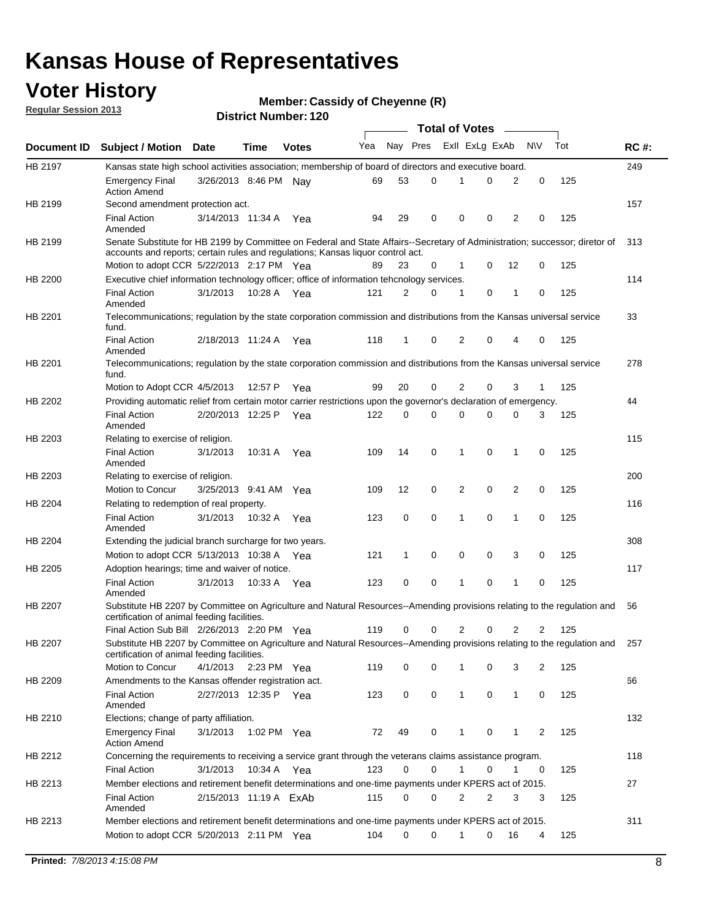# Kansas House of Representatives

## Voter History

**Regular Session 2013**

**Member: Cassidy of Cheyenne (R)**

**District Number: 120**

| Document ID | Subject / Motion | Date | Time | Votes | Yea | Nay | Pres | ExII | ExLg | ExAb | N\V | Tot | RC #: |
|---|---|---|---|---|---|---|---|---|---|---|---|---|---|
| HB 2197 | Kansas state high school activities association; membership of board of directors and executive board. | | | | | | | | | | | | 249 |
| | Emergency Final Action Amend | 3/26/2013 | 8:46 PM | Nay | 69 | 53 | 0 | 1 | 0 | 2 | 0 | 125 | |
| HB 2199 | Second amendment protection act. | | | | | | | | | | | | 157 |
| | Final Action Amended | 3/14/2013 | 11:34 A | Yea | 94 | 29 | 0 | 0 | 0 | 2 | 0 | 125 | |
| HB 2199 | Senate Substitute for HB 2199 by Committee on Federal and State Affairs--Secretary of Administration; successor; diretor of accounts and reports; certain rules and regulations; Kansas liquor control act. | | | | | | | | | | | | 313 |
| | Motion to adopt CCR | 5/22/2013 | 2:17 PM | Yea | 89 | 23 | 0 | 1 | 0 | 12 | 0 | 125 | |
| HB 2200 | Executive chief information technology officer; office of information tehcnology services. | | | | | | | | | | | | 114 |
| | Final Action Amended | 3/1/2013 | 10:28 A | Yea | 121 | 2 | 0 | 1 | 0 | 1 | 0 | 125 | |
| HB 2201 | Telecommunications; regulation by the state corporation commission and distributions from the Kansas universal service fund. | | | | | | | | | | | | 33 |
| | Final Action Amended | 2/18/2013 | 11:24 A | Yea | 118 | 1 | 0 | 2 | 0 | 4 | 0 | 125 | |
| HB 2201 | Telecommunications; regulation by the state corporation commission and distributions from the Kansas universal service fund. | | | | | | | | | | | | 278 |
| | Motion to Adopt CCR | 4/5/2013 | 12:57 P | Yea | 99 | 20 | 0 | 2 | 0 | 3 | 1 | 125 | |
| HB 2202 | Providing automatic relief from certain motor carrier restrictions upon the governor's declaration of emergency. | | | | | | | | | | | | 44 |
| | Final Action Amended | 2/20/2013 | 12:25 P | Yea | 122 | 0 | 0 | 0 | 0 | 0 | 3 | 125 | |
| HB 2203 | Relating to exercise of religion. | | | | | | | | | | | | 115 |
| | Final Action Amended | 3/1/2013 | 10:31 A | Yea | 109 | 14 | 0 | 1 | 0 | 1 | 0 | 125 | |
| HB 2203 | Relating to exercise of religion. | | | | | | | | | | | | 200 |
| | Motion to Concur | 3/25/2013 | 9:41 AM | Yea | 109 | 12 | 0 | 2 | 0 | 2 | 0 | 125 | |
| HB 2204 | Relating to redemption of real property. | | | | | | | | | | | | 116 |
| | Final Action Amended | 3/1/2013 | 10:32 A | Yea | 123 | 0 | 0 | 1 | 0 | 1 | 0 | 125 | |
| HB 2204 | Extending the judicial branch surcharge for two years. | | | | | | | | | | | | 308 |
| | Motion to adopt CCR | 5/13/2013 | 10:38 A | Yea | 121 | 1 | 0 | 0 | 0 | 3 | 0 | 125 | |
| HB 2205 | Adoption hearings; time and waiver of notice. | | | | | | | | | | | | 117 |
| | Final Action Amended | 3/1/2013 | 10:33 A | Yea | 123 | 0 | 0 | 1 | 0 | 1 | 0 | 125 | |
| HB 2207 | Substitute HB 2207 by Committee on Agriculture and Natural Resources--Amending provisions relating to the regulation and certification of animal feeding facilities. | | | | | | | | | | | | 56 |
| | Final Action Sub Bill | 2/26/2013 | 2:20 PM | Yea | 119 | 0 | 0 | 2 | 0 | 2 | 2 | 125 | |
| HB 2207 | Substitute HB 2207 by Committee on Agriculture and Natural Resources--Amending provisions relating to the regulation and certification of animal feeding facilities. | | | | | | | | | | | | 257 |
| | Motion to Concur | 4/1/2013 | 2:23 PM | Yea | 119 | 0 | 0 | 1 | 0 | 3 | 2 | 125 | |
| HB 2209 | Amendments to the Kansas offender registration act. | | | | | | | | | | | | 66 |
| | Final Action Amended | 2/27/2013 | 12:35 P | Yea | 123 | 0 | 0 | 1 | 0 | 1 | 0 | 125 | |
| HB 2210 | Elections; change of party affiliation. | | | | | | | | | | | | 132 |
| | Emergency Final Action Amend | 3/1/2013 | 1:02 PM | Yea | 72 | 49 | 0 | 1 | 0 | 1 | 2 | 125 | |
| HB 2212 | Concerning the requirements to receiving a service grant through the veterans claims assistance program. | | | | | | | | | | | | 118 |
| | Final Action | 3/1/2013 | 10:34 A | Yea | 123 | 0 | 0 | 1 | 0 | 1 | 0 | 125 | |
| HB 2213 | Member elections and retirement benefit determinations and one-time payments under KPERS act of 2015. | | | | | | | | | | | | 27 |
| | Final Action Amended | 2/15/2013 | 11:19 A | ExAb | 115 | 0 | 0 | 2 | 2 | 3 | 3 | 125 | |
| HB 2213 | Member elections and retirement benefit determinations and one-time payments under KPERS act of 2015. | | | | | | | | | | | | 311 |
| | Motion to adopt CCR | 5/20/2013 | 2:11 PM | Yea | 104 | 0 | 0 | 1 | 0 | 16 | 4 | 125 | |

**Printed:** *7/8/2013 4:15:08 PM*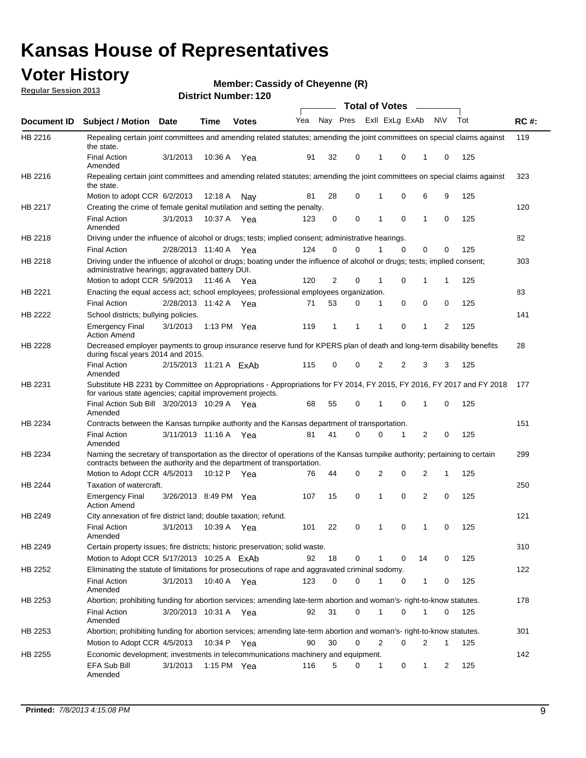# Kansas House of Representatives

## Voter History

**Regular Session 2013**

**Member: Cassidy of Cheyenne (R)**

**District Number: 120**

| Document ID | Subject / Motion | Date | Time | Votes | Yea | Nay | Pres | ExII | ExLg | ExAb | N\V | Tot | RC #: |
|---|---|---|---|---|---|---|---|---|---|---|---|---|---|
| HB 2216 | Repealing certain joint committees and amending related statutes; amending the joint committees on special claims against the state. | | | | | | | | | | | | 119 |
| | Final Action Amended | 3/1/2013 | 10:36 A | Yea | 91 | 32 | 0 | 1 | 0 | 1 | 0 | 125 | |
| HB 2216 | Repealing certain joint committees and amending related statutes; amending the joint committees on special claims against the state. | | | | | | | | | | | | 323 |
| | Motion to adopt CCR | 6/2/2013 | 12:18 A | Nay | 81 | 28 | 0 | 1 | 0 | 6 | 9 | 125 | |
| HB 2217 | Creating the crime of female genital mutilation and setting the penalty. | | | | | | | | | | | | 120 |
| | Final Action Amended | 3/1/2013 | 10:37 A | Yea | 123 | 0 | 0 | 1 | 0 | 1 | 0 | 125 | |
| HB 2218 | Driving under the influence of alcohol or drugs; tests; implied consent; administrative hearings. | | | | | | | | | | | | 82 |
| | Final Action | 2/28/2013 | 11:40 A | Yea | 124 | 0 | 0 | 1 | 0 | 0 | 0 | 125 | |
| HB 2218 | Driving under the influence of alcohol or drugs; boating under the influence of alcohol or drugs; tests; implied consent; administrative hearings; aggravated battery DUI. | | | | | | | | | | | | 303 |
| | Motion to adopt CCR | 5/9/2013 | 11:46 A | Yea | 120 | 2 | 0 | 1 | 0 | 1 | 1 | 125 | |
| HB 2221 | Enacting the equal access act; school employees; professional employees organization. | | | | | | | | | | | | 83 |
| | Final Action | 2/28/2013 | 11:42 A | Yea | 71 | 53 | 0 | 1 | 0 | 0 | 0 | 125 | |
| HB 2222 | School districts; bullying policies. | | | | | | | | | | | | 141 |
| | Emergency Final Action Amend | 3/1/2013 | 1:13 PM | Yea | 119 | 1 | 1 | 1 | 0 | 1 | 2 | 125 | |
| HB 2228 | Decreased employer payments to group insurance reserve fund for KPERS plan of death and long-term disability benefits during fiscal years 2014 and 2015. | | | | | | | | | | | | 28 |
| | Final Action Amended | 2/15/2013 | 11:21 A | ExAb | 115 | 0 | 0 | 2 | 2 | 3 | 3 | 125 | |
| HB 2231 | Substitute HB 2231 by Committee on Appropriations - Appropriations for FY 2014, FY 2015, FY 2016, FY 2017 and FY 2018 for various state agencies; capital improvement projects. | | | | | | | | | | | | 177 |
| | Final Action Sub Bill Amended | 3/20/2013 | 10:29 A | Yea | 68 | 55 | 0 | 1 | 0 | 1 | 0 | 125 | |
| HB 2234 | Contracts between the Kansas turnpike authority and the Kansas department of transportation. | | | | | | | | | | | | 151 |
| | Final Action Amended | 3/11/2013 | 11:16 A | Yea | 81 | 41 | 0 | 0 | 1 | 2 | 0 | 125 | |
| HB 2234 | Naming the secretary of transportation as the director of operations of the Kansas turnpike authority; pertaining to certain contracts between the authority and the department of transportation. | | | | | | | | | | | | 299 |
| | Motion to Adopt CCR | 4/5/2013 | 10:12 P | Yea | 76 | 44 | 0 | 2 | 0 | 2 | 1 | 125 | |
| HB 2244 | Taxation of watercraft. | | | | | | | | | | | | 250 |
| | Emergency Final Action Amend | 3/26/2013 | 8:49 PM | Yea | 107 | 15 | 0 | 1 | 0 | 2 | 0 | 125 | |
| HB 2249 | City annexation of fire district land; double taxation; refund. | | | | | | | | | | | | 121 |
| | Final Action Amended | 3/1/2013 | 10:39 A | Yea | 101 | 22 | 0 | 1 | 0 | 1 | 0 | 125 | |
| HB 2249 | Certain property issues; fire districts; historic preservation; solid waste. | | | | | | | | | | | | 310 |
| | Motion to Adopt CCR | 5/17/2013 | 10:25 A | ExAb | 92 | 18 | 0 | 1 | 0 | 14 | 0 | 125 | |
| HB 2252 | Eliminating the statute of limitations for prosecutions of rape and aggravated criminal sodomy. | | | | | | | | | | | | 122 |
| | Final Action Amended | 3/1/2013 | 10:40 A | Yea | 123 | 0 | 0 | 1 | 0 | 1 | 0 | 125 | |
| HB 2253 | Abortion; prohibiting funding for abortion services; amending late-term abortion and woman's- right-to-know statutes. | | | | | | | | | | | | 178 |
| | Final Action Amended | 3/20/2013 | 10:31 A | Yea | 92 | 31 | 0 | 1 | 0 | 1 | 0 | 125 | |
| HB 2253 | Abortion; prohibiting funding for abortion services; amending late-term abortion and woman's- right-to-know statutes. | | | | | | | | | | | | 301 |
| | Motion to Adopt CCR | 4/5/2013 | 10:34 P | Yea | 90 | 30 | 0 | 2 | 0 | 2 | 1 | 125 | |
| HB 2255 | Economic development; investments in telecommunications machinery and equipment. | | | | | | | | | | | | 142 |
| | EFA Sub Bill Amended | 3/1/2013 | 1:15 PM | Yea | 116 | 5 | 0 | 1 | 0 | 1 | 2 | 125 | |

**Printed:** *7/8/2013 4:15:08 PM*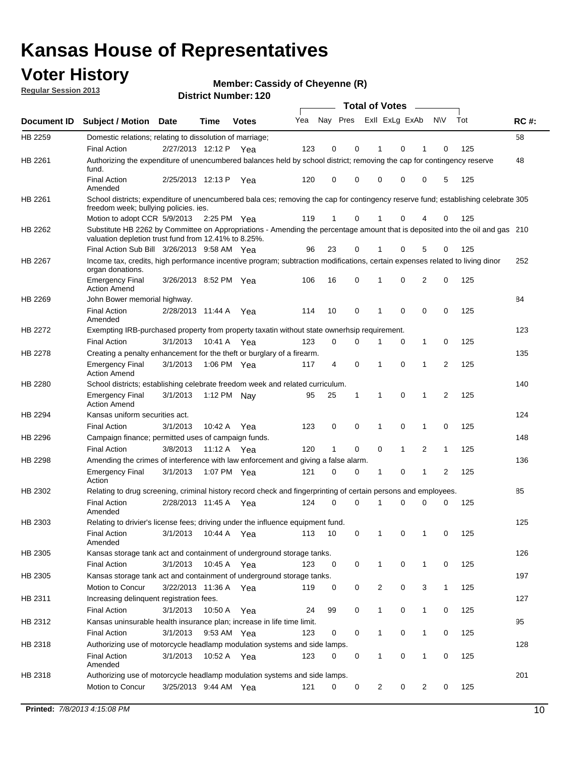# Kansas House of Representatives

## Voter History

**Regular Session 2013**

**Member: Cassidy of Cheyenne (R)**

**District Number: 120**

| Document ID | Subject / Motion | Date | Time | Votes | Yea | Nay | Pres | ExII | ExLg | ExAb | N\V | Tot | RC #: |
|---|---|---|---|---|---|---|---|---|---|---|---|---|---|
| HB 2259 | Domestic relations; relating to dissolution of marriage; | | | | | | | | | | | | 58 |
| | Final Action | 2/27/2013 | 12:12 P | Yea | 123 | 0 | 0 | 1 | 0 | 1 | 0 | 125 | |
| HB 2261 | Authorizing the expenditure of unencumbered balances held by school district; removing the cap for contingency reserve fund. | | | | | | | | | | | | 48 |
| | Final Action Amended | 2/25/2013 | 12:13 P | Yea | 120 | 0 | 0 | 0 | 0 | 0 | 5 | 125 | |
| HB 2261 | School districts; expenditure of unencumbered bala ces; removing the cap for contingency reserve fund; establishing celebrate freedom week; bullying policies. ies. | | | | | | | | | | | | 305 |
| | Motion to adopt CCR | 5/9/2013 | 2:25 PM | Yea | 119 | 1 | 0 | 1 | 0 | 4 | 0 | 125 | |
| HB 2262 | Substitute HB 2262 by Committee on Appropriations - Amending the percentage amount that is deposited into the oil and gas valuation depletion trust fund from 12.41% to 8.25%. | | | | | | | | | | | | 210 |
| | Final Action Sub Bill | 3/26/2013 | 9:58 AM | Yea | 96 | 23 | 0 | 1 | 0 | 5 | 0 | 125 | |
| HB 2267 | Income tax, credits, high performance incentive program; subtraction modifications, certain expenses related to living dinor organ donations. | | | | | | | | | | | | 252 |
| | Emergency Final Action Amend | 3/26/2013 | 8:52 PM | Yea | 106 | 16 | 0 | 1 | 0 | 2 | 0 | 125 | |
| HB 2269 | John Bower memorial highway. | | | | | | | | | | | | 84 |
| | Final Action Amended | 2/28/2013 | 11:44 A | Yea | 114 | 10 | 0 | 1 | 0 | 0 | 0 | 125 | |
| HB 2272 | Exempting IRB-purchased property from property taxatin without state ownerhsip requirement. | | | | | | | | | | | | 123 |
| | Final Action | 3/1/2013 | 10:41 A | Yea | 123 | 0 | 0 | 1 | 0 | 1 | 0 | 125 | |
| HB 2278 | Creating a penalty enhancement for the theft or burglary of a firearm. | | | | | | | | | | | | 135 |
| | Emergency Final Action Amend | 3/1/2013 | 1:06 PM | Yea | 117 | 4 | 0 | 1 | 0 | 1 | 2 | 125 | |
| HB 2280 | School districts; establishing celebrate freedom week and related curriculum. | | | | | | | | | | | | 140 |
| | Emergency Final Action Amend | 3/1/2013 | 1:12 PM | Nay | 95 | 25 | 1 | 1 | 0 | 1 | 2 | 125 | |
| HB 2294 | Kansas uniform securities act. | | | | | | | | | | | | 124 |
| | Final Action | 3/1/2013 | 10:42 A | Yea | 123 | 0 | 0 | 1 | 0 | 1 | 0 | 125 | |
| HB 2296 | Campaign finance; permitted uses of campaign funds. | | | | | | | | | | | | 148 |
| | Final Action | 3/8/2013 | 11:12 A | Yea | 120 | 1 | 0 | 0 | 1 | 2 | 1 | 125 | |
| HB 2298 | Amending the crimes of interference with law enforcement and giving a false alarm. | | | | | | | | | | | | 136 |
| | Emergency Final Action | 3/1/2013 | 1:07 PM | Yea | 121 | 0 | 0 | 1 | 0 | 1 | 2 | 125 | |
| HB 2302 | Relating to drug screening, criminal history record check and fingerprinting of certain persons and employees. | | | | | | | | | | | | 85 |
| | Final Action Amended | 2/28/2013 | 11:45 A | Yea | 124 | 0 | 0 | 1 | 0 | 0 | 0 | 125 | |
| HB 2303 | Relating to drivier's license fees; driving under the influence equipment fund. | | | | | | | | | | | | 125 |
| | Final Action Amended | 3/1/2013 | 10:44 A | Yea | 113 | 10 | 0 | 1 | 0 | 1 | 0 | 125 | |
| HB 2305 | Kansas storage tank act and containment of underground storage tanks. | | | | | | | | | | | | 126 |
| | Final Action | 3/1/2013 | 10:45 A | Yea | 123 | 0 | 0 | 1 | 0 | 1 | 0 | 125 | |
| HB 2305 | Kansas storage tank act and containment of underground storage tanks. | | | | | | | | | | | | 197 |
| | Motion to Concur | 3/22/2013 | 11:36 A | Yea | 119 | 0 | 0 | 2 | 0 | 3 | 1 | 125 | |
| HB 2311 | Increasing delinquent registration fees. | | | | | | | | | | | | 127 |
| | Final Action | 3/1/2013 | 10:50 A | Yea | 24 | 99 | 0 | 1 | 0 | 1 | 0 | 125 | |
| HB 2312 | Kansas uninsurable health insurance plan; increase in life time limit. | | | | | | | | | | | | 95 |
| | Final Action | 3/1/2013 | 9:53 AM | Yea | 123 | 0 | 0 | 1 | 0 | 1 | 0 | 125 | |
| HB 2318 | Authorizing use of motorcycle headlamp modulation systems and side lamps. | | | | | | | | | | | | 128 |
| | Final Action Amended | 3/1/2013 | 10:52 A | Yea | 123 | 0 | 0 | 1 | 0 | 1 | 0 | 125 | |
| HB 2318 | Authorizing use of motorcycle headlamp modulation systems and side lamps. | | | | | | | | | | | | 201 |
| | Motion to Concur | 3/25/2013 | 9:44 AM | Yea | 121 | 0 | 0 | 2 | 0 | 2 | 0 | 125 | |

**Printed:** *7/8/2013 4:15:08 PM*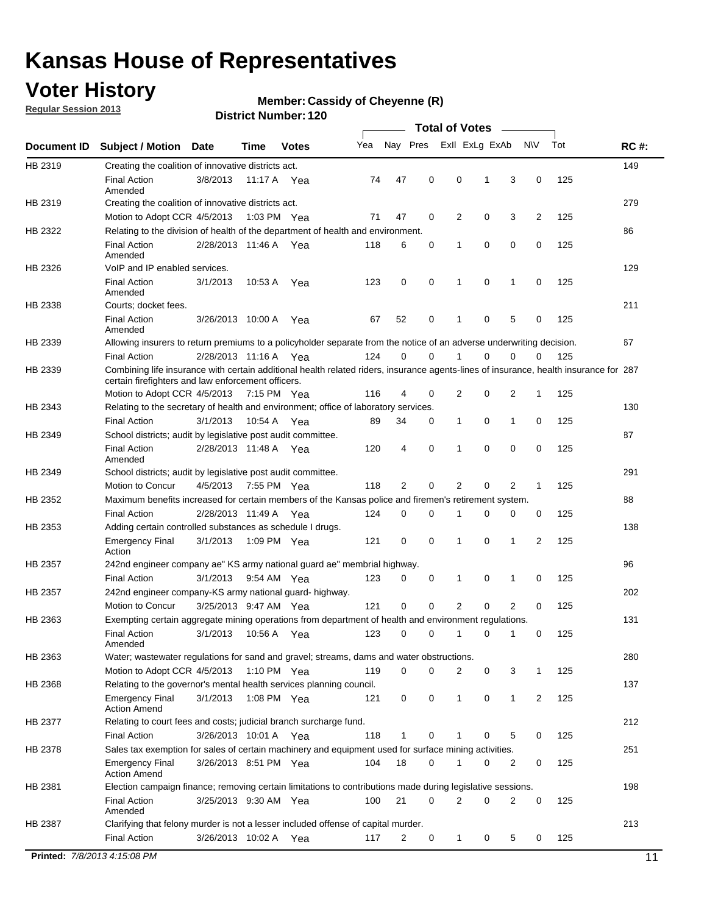# Kansas House of Representatives

## Voter History

**Regular Session 2013**

**Member: Cassidy of Cheyenne (R)**

**District Number: 120**

| Document ID | Subject / Motion | Date | Time | Votes | Yea | Nay | Pres | ExII | ExLg | ExAb | N\V | Tot | RC #: |
|---|---|---|---|---|---|---|---|---|---|---|---|---|---|
| HB 2319 | Creating the coalition of innovative districts act. | | | | | | | | | | | | 149 |
| | Final Action Amended | 3/8/2013 | 11:17 A | Yea | 74 | 47 | 0 | 0 | 1 | 3 | 0 | 125 | |
| HB 2319 | Creating the coalition of innovative districts act. | | | | | | | | | | | | 279 |
| | Motion to Adopt CCR | 4/5/2013 | 1:03 PM | Yea | 71 | 47 | 0 | 2 | 0 | 3 | 2 | 125 | |
| HB 2322 | Relating to the division of health of the department of health and environment. | | | | | | | | | | | | 86 |
| | Final Action Amended | 2/28/2013 | 11:46 A | Yea | 118 | 6 | 0 | 1 | 0 | 0 | 0 | 125 | |
| HB 2326 | VoIP and IP enabled services. | | | | | | | | | | | | 129 |
| | Final Action Amended | 3/1/2013 | 10:53 A | Yea | 123 | 0 | 0 | 1 | 0 | 1 | 0 | 125 | |
| HB 2338 | Courts; docket fees. | | | | | | | | | | | | 211 |
| | Final Action Amended | 3/26/2013 | 10:00 A | Yea | 67 | 52 | 0 | 1 | 0 | 5 | 0 | 125 | |
| HB 2339 | Allowing insurers to return premiums to a policyholder separate from the notice of an adverse underwriting decision. | | | | | | | | | | | | 67 |
| | Final Action | 2/28/2013 | 11:16 A | Yea | 124 | 0 | 0 | 1 | 0 | 0 | 0 | 125 | |
| HB 2339 | Combining life insurance with certain additional health related riders, insurance agents-lines of insurance, health insurance for certain firefighters and law enforcement officers. | | | | | | | | | | | | 287 |
| | Motion to Adopt CCR | 4/5/2013 | 7:15 PM | Yea | 116 | 4 | 0 | 2 | 0 | 2 | 1 | 125 | |
| HB 2343 | Relating to the secretary of health and environment; office of laboratory services. | | | | | | | | | | | | 130 |
| | Final Action | 3/1/2013 | 10:54 A | Yea | 89 | 34 | 0 | 1 | 0 | 1 | 0 | 125 | |
| HB 2349 | School districts; audit by legislative post audit committee. | | | | | | | | | | | | 87 |
| | Final Action Amended | 2/28/2013 | 11:48 A | Yea | 120 | 4 | 0 | 1 | 0 | 0 | 0 | 125 | |
| HB 2349 | School districts; audit by legislative post audit committee. | | | | | | | | | | | | 291 |
| | Motion to Concur | 4/5/2013 | 7:55 PM | Yea | 118 | 2 | 0 | 2 | 0 | 2 | 1 | 125 | |
| HB 2352 | Maximum benefits increased for certain members of the Kansas police and firemen's retirement system. | | | | | | | | | | | | 88 |
| | Final Action | 2/28/2013 | 11:49 A | Yea | 124 | 0 | 0 | 1 | 0 | 0 | 0 | 125 | |
| HB 2353 | Adding certain controlled substances as schedule I drugs. | | | | | | | | | | | | 138 |
| | Emergency Final Action | 3/1/2013 | 1:09 PM | Yea | 121 | 0 | 0 | 1 | 0 | 1 | 2 | 125 | |
| HB 2357 | 242nd engineer company ae" KS army national guard ae" membrial highway. | | | | | | | | | | | | 96 |
| | Final Action | 3/1/2013 | 9:54 AM | Yea | 123 | 0 | 0 | 1 | 0 | 1 | 0 | 125 | |
| HB 2357 | 242nd engineer company-KS army national guard- highway. | | | | | | | | | | | | 202 |
| | Motion to Concur | 3/25/2013 | 9:47 AM | Yea | 121 | 0 | 0 | 2 | 0 | 2 | 0 | 125 | |
| HB 2363 | Exempting certain aggregate mining operations from department of health and environment regulations. | | | | | | | | | | | | 131 |
| | Final Action Amended | 3/1/2013 | 10:56 A | Yea | 123 | 0 | 0 | 1 | 0 | 1 | 0 | 125 | |
| HB 2363 | Water; wastewater regulations for sand and gravel; streams, dams and water obstructions. | | | | | | | | | | | | 280 |
| | Motion to Adopt CCR | 4/5/2013 | 1:10 PM | Yea | 119 | 0 | 0 | 2 | 0 | 3 | 1 | 125 | |
| HB 2368 | Relating to the governor's mental health services planning council. | | | | | | | | | | | | 137 |
| | Emergency Final Action Amend | 3/1/2013 | 1:08 PM | Yea | 121 | 0 | 0 | 1 | 0 | 1 | 2 | 125 | |
| HB 2377 | Relating to court fees and costs; judicial branch surcharge fund. | | | | | | | | | | | | 212 |
| | Final Action | 3/26/2013 | 10:01 A | Yea | 118 | 1 | 0 | 1 | 0 | 5 | 0 | 125 | |
| HB 2378 | Sales tax exemption for sales of certain machinery and equipment used for surface mining activities. | | | | | | | | | | | | 251 |
| | Emergency Final Action Amend | 3/26/2013 | 8:51 PM | Yea | 104 | 18 | 0 | 1 | 0 | 2 | 0 | 125 | |
| HB 2381 | Election campaign finance; removing certain limitations to contributions made during legislative sessions. | | | | | | | | | | | | 198 |
| | Final Action Amended | 3/25/2013 | 9:30 AM | Yea | 100 | 21 | 0 | 2 | 0 | 2 | 0 | 125 | |
| HB 2387 | Clarifying that felony murder is not a lesser included offense of capital murder. | | | | | | | | | | | | 213 |
| | Final Action | 3/26/2013 | 10:02 A | Yea | 117 | 2 | 0 | 1 | 0 | 5 | 0 | 125 | |

**Printed:** *7/8/2013 4:15:08 PM*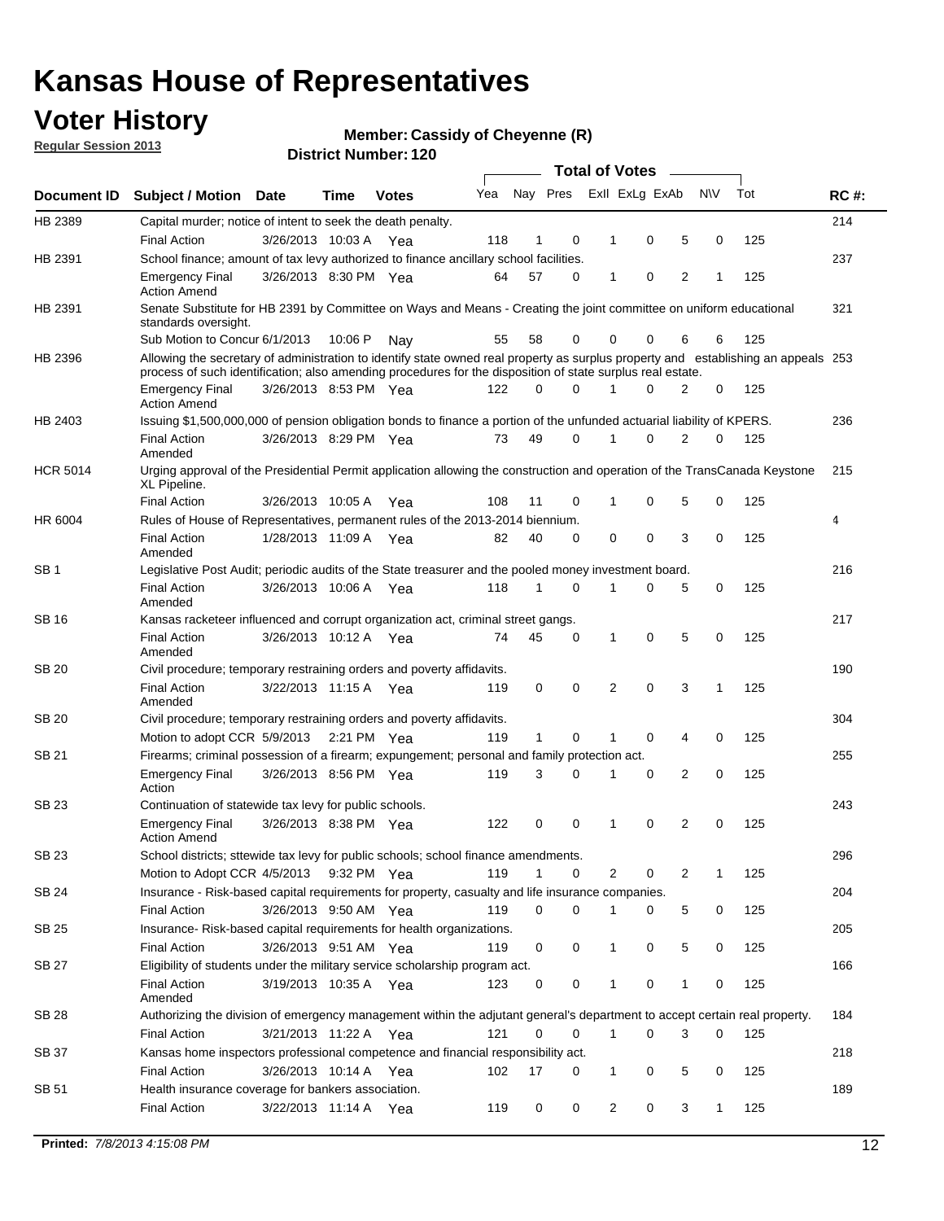# Kansas House of Representatives

## Voter History

**Regular Session 2013**

**Member: Cassidy of Cheyenne (R)**

**District Number: 120**

| Document ID | Subject / Motion | Date | Time | Votes | Yea | Nay | Pres | ExII | ExLg | ExAb | N\V | Tot | RC #: |
|---|---|---|---|---|---|---|---|---|---|---|---|---|---|
| HB 2389 | Capital murder; notice of intent to seek the death penalty. | | | | | | | | | | | | 214 |
| | Final Action | 3/26/2013 | 10:03 A | Yea | 118 | 1 | 0 | 1 | 0 | 5 | 0 | 125 | |
| HB 2391 | School finance; amount of tax levy authorized to finance ancillary school facilities. | | | | | | | | | | | | 237 |
| | Emergency Final Action Amend | 3/26/2013 | 8:30 PM | Yea | 64 | 57 | 0 | 1 | 0 | 2 | 1 | 125 | |
| HB 2391 | Senate Substitute for HB 2391 by Committee on Ways and Means - Creating the joint committee on uniform educational standards oversight. | | | | | | | | | | | | 321 |
| | Sub Motion to Concur | 6/1/2013 | 10:06 P | Nay | 55 | 58 | 0 | 0 | 0 | 6 | 6 | 125 | |
| HB 2396 | Allowing the secretary of administration to identify state owned real property as surplus property and establishing an appeals process of such identification; also amending procedures for the disposition of state surplus real estate. | | | | | | | | | | | | 253 |
| | Emergency Final Action Amend | 3/26/2013 | 8:53 PM | Yea | 122 | 0 | 0 | 1 | 0 | 2 | 0 | 125 | |
| HB 2403 | Issuing $1,500,000,000 of pension obligation bonds to finance a portion of the unfunded actuarial liability of KPERS. | | | | | | | | | | | | 236 |
| | Final Action Amended | 3/26/2013 | 8:29 PM | Yea | 73 | 49 | 0 | 1 | 0 | 2 | 0 | 125 | |
| HCR 5014 | Urging approval of the Presidential Permit application allowing the construction and operation of the TransCanada Keystone XL Pipeline. | | | | | | | | | | | | 215 |
| | Final Action | 3/26/2013 | 10:05 A | Yea | 108 | 11 | 0 | 1 | 0 | 5 | 0 | 125 | |
| HR 6004 | Rules of House of Representatives, permanent rules of the 2013-2014 biennium. | | | | | | | | | | | | 4 |
| | Final Action Amended | 1/28/2013 | 11:09 A | Yea | 82 | 40 | 0 | 0 | 0 | 3 | 0 | 125 | |
| SB 1 | Legislative Post Audit; periodic audits of the State treasurer and the pooled money investment board. | | | | | | | | | | | | 216 |
| | Final Action Amended | 3/26/2013 | 10:06 A | Yea | 118 | 1 | 0 | 1 | 0 | 5 | 0 | 125 | |
| SB 16 | Kansas racketeer influenced and corrupt organization act, criminal street gangs. | | | | | | | | | | | | 217 |
| | Final Action Amended | 3/26/2013 | 10:12 A | Yea | 74 | 45 | 0 | 1 | 0 | 5 | 0 | 125 | |
| SB 20 | Civil procedure; temporary restraining orders and poverty affidavits. | | | | | | | | | | | | 190 |
| | Final Action Amended | 3/22/2013 | 11:15 A | Yea | 119 | 0 | 0 | 2 | 0 | 3 | 1 | 125 | |
| SB 20 | Civil procedure; temporary restraining orders and poverty affidavits. | | | | | | | | | | | | 304 |
| | Motion to adopt CCR | 5/9/2013 | 2:21 PM | Yea | 119 | 1 | 0 | 1 | 0 | 4 | 0 | 125 | |
| SB 21 | Firearms; criminal possession of a firearm; expungement; personal and family protection act. | | | | | | | | | | | | 255 |
| | Emergency Final Action | 3/26/2013 | 8:56 PM | Yea | 119 | 3 | 0 | 1 | 0 | 2 | 0 | 125 | |
| SB 23 | Continuation of statewide tax levy for public schools. | | | | | | | | | | | | 243 |
| | Emergency Final Action Amend | 3/26/2013 | 8:38 PM | Yea | 122 | 0 | 0 | 1 | 0 | 2 | 0 | 125 | |
| SB 23 | School districts; sttewide tax levy for public schools; school finance amendments. | | | | | | | | | | | | 296 |
| | Motion to Adopt CCR | 4/5/2013 | 9:32 PM | Yea | 119 | 1 | 0 | 2 | 0 | 2 | 1 | 125 | |
| SB 24 | Insurance - Risk-based capital requirements for property, casualty and life insurance companies. | | | | | | | | | | | | 204 |
| | Final Action | 3/26/2013 | 9:50 AM | Yea | 119 | 0 | 0 | 1 | 0 | 5 | 0 | 125 | |
| SB 25 | Insurance- Risk-based capital requirements for health organizations. | | | | | | | | | | | | 205 |
| | Final Action | 3/26/2013 | 9:51 AM | Yea | 119 | 0 | 0 | 1 | 0 | 5 | 0 | 125 | |
| SB 27 | Eligibility of students under the military service scholarship program act. | | | | | | | | | | | | 166 |
| | Final Action Amended | 3/19/2013 | 10:35 A | Yea | 123 | 0 | 0 | 1 | 0 | 1 | 0 | 125 | |
| SB 28 | Authorizing the division of emergency management within the adjutant general's department to accept certain real property. | | | | | | | | | | | | 184 |
| | Final Action | 3/21/2013 | 11:22 A | Yea | 121 | 0 | 0 | 1 | 0 | 3 | 0 | 125 | |
| SB 37 | Kansas home inspectors professional competence and financial responsibility act. | | | | | | | | | | | | 218 |
| | Final Action | 3/26/2013 | 10:14 A | Yea | 102 | 17 | 0 | 1 | 0 | 5 | 0 | 125 | |
| SB 51 | Health insurance coverage for bankers association. | | | | | | | | | | | | 189 |
| | Final Action | 3/22/2013 | 11:14 A | Yea | 119 | 0 | 0 | 2 | 0 | 3 | 1 | 125 | |

**Printed:** 7/8/2013 4:15:08 PM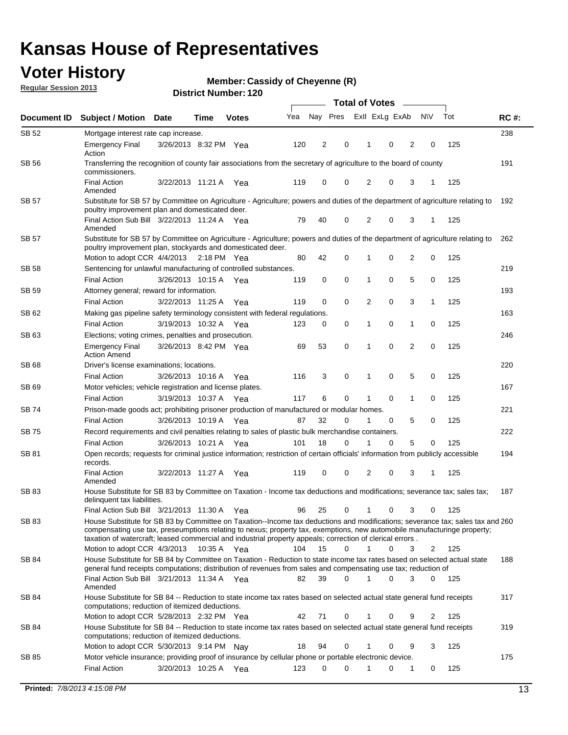# Kansas House of Representatives

## Voter History

**Regular Session 2013**

**Member: Cassidy of Cheyenne (R)**

**District Number: 120**

| Document ID | Subject / Motion | Date | Time | Votes | Yea | Nay | Pres | ExII | ExLg | ExAb | N\V | Tot | RC #: |
|---|---|---|---|---|---|---|---|---|---|---|---|---|---|
| SB 52 | Mortgage interest rate cap increase. | | | | | | | | | | | | 238 |
| | Emergency Final Action | 3/26/2013 | 8:32 PM | Yea | 120 | 2 | 0 | 1 | 0 | 2 | 0 | 125 | |
| SB 56 | Transferring the recognition of county fair associations from the secretary of agriculture to the board of county commissioners. | | | | | | | | | | | | 191 |
| | Final Action Amended | 3/22/2013 | 11:21 A | Yea | 119 | 0 | 0 | 2 | 0 | 3 | 1 | 125 | |
| SB 57 | Substitute for SB 57 by Committee on Agriculture - Agriculture; powers and duties of the department of agriculture relating to poultry improvement plan and domesticated deer. | | | | | | | | | | | | 192 |
| | Final Action Sub Bill Amended | 3/22/2013 | 11:24 A | Yea | 79 | 40 | 0 | 2 | 0 | 3 | 1 | 125 | |
| SB 57 | Substitute for SB 57 by Committee on Agriculture - Agriculture; powers and duties of the department of agriculture relating to poultry improvement plan, stockyards and domesticated deer. | | | | | | | | | | | | 262 |
| | Motion to adopt CCR | 4/4/2013 | 2:18 PM | Yea | 80 | 42 | 0 | 1 | 0 | 2 | 0 | 125 | |
| SB 58 | Sentencing for unlawful manufacturing of controlled substances. | | | | | | | | | | | | 219 |
| | Final Action | 3/26/2013 | 10:15 A | Yea | 119 | 0 | 0 | 1 | 0 | 5 | 0 | 125 | |
| SB 59 | Attorney general; reward for information. | | | | | | | | | | | | 193 |
| | Final Action | 3/22/2013 | 11:25 A | Yea | 119 | 0 | 0 | 2 | 0 | 3 | 1 | 125 | |
| SB 62 | Making gas pipeline safety terminology consistent with federal regulations. | | | | | | | | | | | | 163 |
| | Final Action | 3/19/2013 | 10:32 A | Yea | 123 | 0 | 0 | 1 | 0 | 1 | 0 | 125 | |
| SB 63 | Elections; voting crimes, penalties and prosecution. | | | | | | | | | | | | 246 |
| | Emergency Final Action Amend | 3/26/2013 | 8:42 PM | Yea | 69 | 53 | 0 | 1 | 0 | 2 | 0 | 125 | |
| SB 68 | Driver's license examinations; locations. | | | | | | | | | | | | 220 |
| | Final Action | 3/26/2013 | 10:16 A | Yea | 116 | 3 | 0 | 1 | 0 | 5 | 0 | 125 | |
| SB 69 | Motor vehicles; vehicle registration and license plates. | | | | | | | | | | | | 167 |
| | Final Action | 3/19/2013 | 10:37 A | Yea | 117 | 6 | 0 | 1 | 0 | 1 | 0 | 125 | |
| SB 74 | Prison-made goods act; prohibiting prisoner production of manufactured or modular homes. | | | | | | | | | | | | 221 |
| | Final Action | 3/26/2013 | 10:19 A | Yea | 87 | 32 | 0 | 1 | 0 | 5 | 0 | 125 | |
| SB 75 | Record requirements and civil penalties relating to sales of plastic bulk merchandise containers. | | | | | | | | | | | | 222 |
| | Final Action | 3/26/2013 | 10:21 A | Yea | 101 | 18 | 0 | 1 | 0 | 5 | 0 | 125 | |
| SB 81 | Open records; requests for criminal justice information; restriction of certain officials' information from publicly accessible records. | | | | | | | | | | | | 194 |
| | Final Action Amended | 3/22/2013 | 11:27 A | Yea | 119 | 0 | 0 | 2 | 0 | 3 | 1 | 125 | |
| SB 83 | House Substitute for SB 83 by Committee on Taxation - Income tax deductions and modifications; severance tax; sales tax; delinquent tax liabilities. | | | | | | | | | | | | 187 |
| | Final Action Sub Bill | 3/21/2013 | 11:30 A | Yea | 96 | 25 | 0 | 1 | 0 | 3 | 0 | 125 | |
| SB 83 | House Substitute for SB 83 by Committee on Taxation--Income tax deductions and modifications; severance tax; sales tax and compensating use tax, preseumptions relating to nexus; property tax, exemptions, new automobile manufacturinge property; taxation of watercraft; leased commercial and industrial property appeals; correction of clerical errors . | | | | | | | | | | | | 260 |
| | Motion to adopt CCR | 4/3/2013 | 10:35 A | Yea | 104 | 15 | 0 | 1 | 0 | 3 | 2 | 125 | |
| SB 84 | House Substitute for SB 84 by Committee on Taxation - Reduction to state income tax rates based on selected actual state general fund receipts computations; distribution of revenues from sales and compensating use tax; reduction of | | | | | | | | | | | | 188 |
| | Final Action Sub Bill Amended | 3/21/2013 | 11:34 A | Yea | 82 | 39 | 0 | 1 | 0 | 3 | 0 | 125 | |
| SB 84 | House Substitute for SB 84 -- Reduction to state income tax rates based on selected actual state general fund receipts computations; reduction of itemized deductions. | | | | | | | | | | | | 317 |
| | Motion to adopt CCR | 5/28/2013 | 2:32 PM | Yea | 42 | 71 | 0 | 1 | 0 | 9 | 2 | 125 | |
| SB 84 | House Substitute for SB 84 -- Reduction to state income tax rates based on selected actual state general fund receipts computations; reduction of itemized deductions. | | | | | | | | | | | | 319 |
| | Motion to adopt CCR | 5/30/2013 | 9:14 PM | Nay | 18 | 94 | 0 | 1 | 0 | 9 | 3 | 125 | |
| SB 85 | Motor vehicle insurance; providing proof of insurance by cellular phone or portable electronic device. | | | | | | | | | | | | 175 |
| | Final Action | 3/20/2013 | 10:25 A | Yea | 123 | 0 | 0 | 1 | 0 | 1 | 0 | 125 | |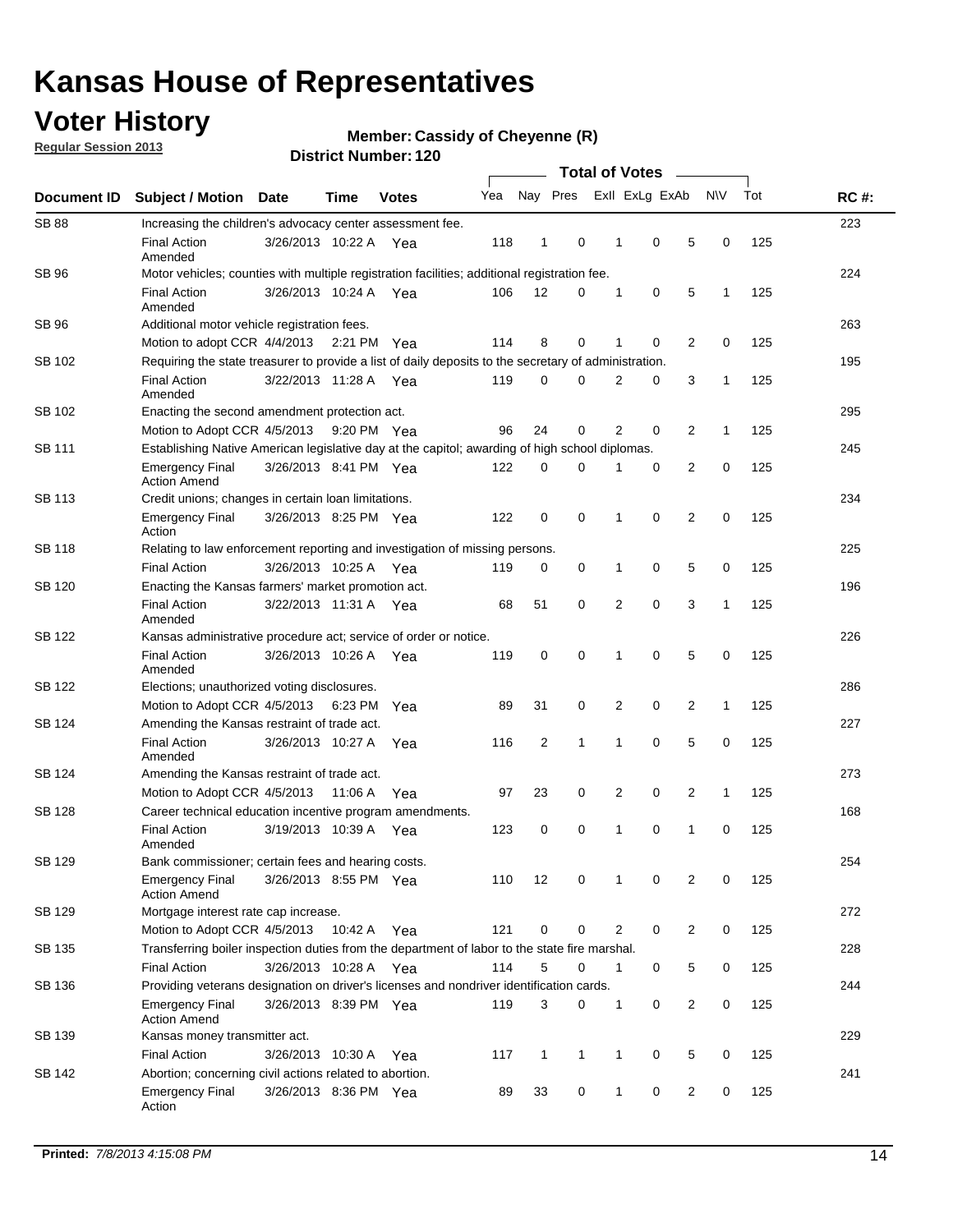# Kansas House of Representatives

## Voter History

**Regular Session 2013**

**Member: Cassidy of Cheyenne (R)**

**District Number: 120**

| Document ID | Subject / Motion | Date | Time | Votes | Yea | Nay | Pres | ExII | ExLg | ExAb | N\V | Tot | RC #: |
|---|---|---|---|---|---|---|---|---|---|---|---|---|---|
| SB 88 | Increasing the children's advocacy center assessment fee. | | | | | | | | | | | | 223 |
| | Final Action Amended | 3/26/2013 | 10:22 A | Yea | 118 | 1 | 0 | 1 | 0 | 5 | 0 | 125 | |
| SB 96 | Motor vehicles; counties with multiple registration facilities; additional registration fee. | | | | | | | | | | | | 224 |
| | Final Action Amended | 3/26/2013 | 10:24 A | Yea | 106 | 12 | 0 | 1 | 0 | 5 | 1 | 125 | |
| SB 96 | Additional motor vehicle registration fees. | | | | | | | | | | | | 263 |
| | Motion to adopt CCR | 4/4/2013 | 2:21 PM | Yea | 114 | 8 | 0 | 1 | 0 | 2 | 0 | 125 | |
| SB 102 | Requiring the state treasurer to provide a list of daily deposits to the secretary of administration. | | | | | | | | | | | | 195 |
| | Final Action Amended | 3/22/2013 | 11:28 A | Yea | 119 | 0 | 0 | 2 | 0 | 3 | 1 | 125 | |
| SB 102 | Enacting the second amendment protection act. | | | | | | | | | | | | 295 |
| | Motion to Adopt CCR | 4/5/2013 | 9:20 PM | Yea | 96 | 24 | 0 | 2 | 0 | 2 | 1 | 125 | |
| SB 111 | Establishing Native American legislative day at the capitol; awarding of high school diplomas. | | | | | | | | | | | | 245 |
| | Emergency Final Action Amend | 3/26/2013 | 8:41 PM | Yea | 122 | 0 | 0 | 1 | 0 | 2 | 0 | 125 | |
| SB 113 | Credit unions; changes in certain loan limitations. | | | | | | | | | | | | 234 |
| | Emergency Final Action | 3/26/2013 | 8:25 PM | Yea | 122 | 0 | 0 | 1 | 0 | 2 | 0 | 125 | |
| SB 118 | Relating to law enforcement reporting and investigation of missing persons. | | | | | | | | | | | | 225 |
| | Final Action | 3/26/2013 | 10:25 A | Yea | 119 | 0 | 0 | 1 | 0 | 5 | 0 | 125 | |
| SB 120 | Enacting the Kansas farmers' market promotion act. | | | | | | | | | | | | 196 |
| | Final Action Amended | 3/22/2013 | 11:31 A | Yea | 68 | 51 | 0 | 2 | 0 | 3 | 1 | 125 | |
| SB 122 | Kansas administrative procedure act; service of order or notice. | | | | | | | | | | | | 226 |
| | Final Action Amended | 3/26/2013 | 10:26 A | Yea | 119 | 0 | 0 | 1 | 0 | 5 | 0 | 125 | |
| SB 122 | Elections; unauthorized voting disclosures. | | | | | | | | | | | | 286 |
| | Motion to Adopt CCR | 4/5/2013 | 6:23 PM | Yea | 89 | 31 | 0 | 2 | 0 | 2 | 1 | 125 | |
| SB 124 | Amending the Kansas restraint of trade act. | | | | | | | | | | | | 227 |
| | Final Action Amended | 3/26/2013 | 10:27 A | Yea | 116 | 2 | 1 | 1 | 0 | 5 | 0 | 125 | |
| SB 124 | Amending the Kansas restraint of trade act. | | | | | | | | | | | | 273 |
| | Motion to Adopt CCR | 4/5/2013 | 11:06 A | Yea | 97 | 23 | 0 | 2 | 0 | 2 | 1 | 125 | |
| SB 128 | Career technical education incentive program amendments. | | | | | | | | | | | | 168 |
| | Final Action Amended | 3/19/2013 | 10:39 A | Yea | 123 | 0 | 0 | 1 | 0 | 1 | 0 | 125 | |
| SB 129 | Bank commissioner; certain fees and hearing costs. | | | | | | | | | | | | 254 |
| | Emergency Final Action Amend | 3/26/2013 | 8:55 PM | Yea | 110 | 12 | 0 | 1 | 0 | 2 | 0 | 125 | |
| SB 129 | Mortgage interest rate cap increase. | | | | | | | | | | | | 272 |
| | Motion to Adopt CCR | 4/5/2013 | 10:42 A | Yea | 121 | 0 | 0 | 2 | 0 | 2 | 0 | 125 | |
| SB 135 | Transferring boiler inspection duties from the department of labor to the state fire marshal. | | | | | | | | | | | | 228 |
| | Final Action | 3/26/2013 | 10:28 A | Yea | 114 | 5 | 0 | 1 | 0 | 5 | 0 | 125 | |
| SB 136 | Providing veterans designation on driver's licenses and nondriver identification cards. | | | | | | | | | | | | 244 |
| | Emergency Final Action Amend | 3/26/2013 | 8:39 PM | Yea | 119 | 3 | 0 | 1 | 0 | 2 | 0 | 125 | |
| SB 139 | Kansas money transmitter act. | | | | | | | | | | | | 229 |
| | Final Action | 3/26/2013 | 10:30 A | Yea | 117 | 1 | 1 | 1 | 0 | 5 | 0 | 125 | |
| SB 142 | Abortion; concerning civil actions related to abortion. | | | | | | | | | | | | 241 |
| | Emergency Final Action | 3/26/2013 | 8:36 PM | Yea | 89 | 33 | 0 | 1 | 0 | 2 | 0 | 125 | |

**Printed:** *7/8/2013 4:15:08 PM*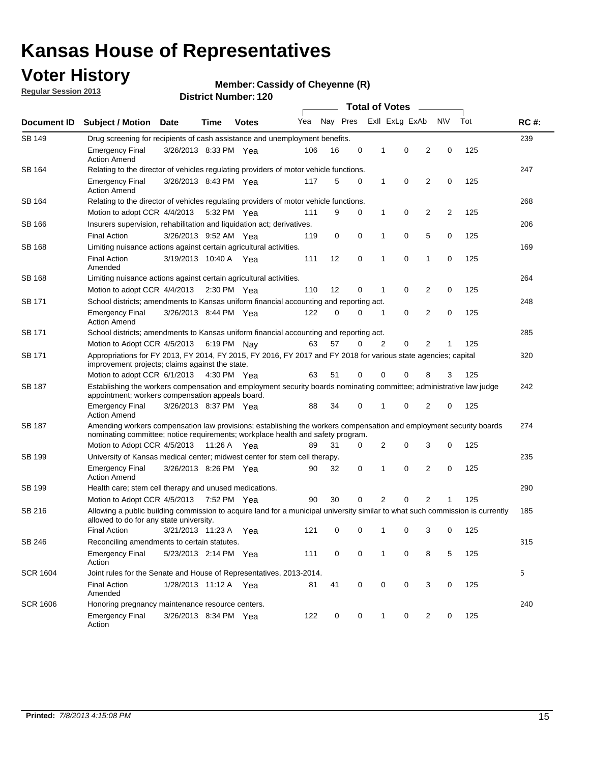# Kansas House of Representatives

## Voter History

**Regular Session 2013**

**Member: Cassidy of Cheyenne (R)**

**District Number: 120**

| Document ID | Subject / Motion | Date | Time | Votes | Yea | Nay | Pres | ExII | ExLg | ExAb | N\V | Tot | RC #: |
|---|---|---|---|---|---|---|---|---|---|---|---|---|---|
| SB 149 | Drug screening for recipients of cash assistance and unemployment benefits. | | | | | | | | | | | | 239 |
| | Emergency Final Action Amend | 3/26/2013 | 8:33 PM | Yea | 106 | 16 | 0 | 1 | 0 | 2 | 0 | 125 | |
| SB 164 | Relating to the director of vehicles regulating providers of motor vehicle functions. | | | | | | | | | | | | 247 |
| | Emergency Final Action Amend | 3/26/2013 | 8:43 PM | Yea | 117 | 5 | 0 | 1 | 0 | 2 | 0 | 125 | |
| SB 164 | Relating to the director of vehicles regulating providers of motor vehicle functions. | | | | | | | | | | | | 268 |
| | Motion to adopt CCR | 4/4/2013 | 5:32 PM | Yea | 111 | 9 | 0 | 1 | 0 | 2 | 2 | 125 | |
| SB 166 | Insurers supervision, rehabilitation and liquidation act; derivatives. | | | | | | | | | | | | 206 |
| | Final Action | 3/26/2013 | 9:52 AM | Yea | 119 | 0 | 0 | 1 | 0 | 5 | 0 | 125 | |
| SB 168 | Limiting nuisance actions against certain agricultural activities. | | | | | | | | | | | | 169 |
| | Final Action Amended | 3/19/2013 | 10:40 A | Yea | 111 | 12 | 0 | 1 | 0 | 1 | 0 | 125 | |
| SB 168 | Limiting nuisance actions against certain agricultural activities. | | | | | | | | | | | | 264 |
| | Motion to adopt CCR | 4/4/2013 | 2:30 PM | Yea | 110 | 12 | 0 | 1 | 0 | 2 | 0 | 125 | |
| SB 171 | School districts; amendments to Kansas uniform financial accounting and reporting act. | | | | | | | | | | | | 248 |
| | Emergency Final Action Amend | 3/26/2013 | 8:44 PM | Yea | 122 | 0 | 0 | 1 | 0 | 2 | 0 | 125 | |
| SB 171 | School districts; amendments to Kansas uniform financial accounting and reporting act. | | | | | | | | | | | | 285 |
| | Motion to Adopt CCR | 4/5/2013 | 6:19 PM | Nay | 63 | 57 | 0 | 2 | 0 | 2 | 1 | 125 | |
| SB 171 | Appropriations for FY 2013, FY 2014, FY 2015, FY 2016, FY 2017 and FY 2018 for various state agencies; capital improvement projects; claims against the state. | | | | | | | | | | | | 320 |
| | Motion to adopt CCR | 6/1/2013 | 4:30 PM | Yea | 63 | 51 | 0 | 0 | 0 | 8 | 3 | 125 | |
| SB 187 | Establishing the workers compensation and employment security boards nominating committee; administrative law judge appointment; workers compensation appeals board. | | | | | | | | | | | | 242 |
| | Emergency Final Action Amend | 3/26/2013 | 8:37 PM | Yea | 88 | 34 | 0 | 1 | 0 | 2 | 0 | 125 | |
| SB 187 | Amending workers compensation law provisions; establishing the workers compensation and employment security boards nominating committee; notice requirements; workplace health and safety program. | | | | | | | | | | | | 274 |
| | Motion to Adopt CCR | 4/5/2013 | 11:26 A | Yea | 89 | 31 | 0 | 2 | 0 | 3 | 0 | 125 | |
| SB 199 | University of Kansas medical center; midwest center for stem cell therapy. | | | | | | | | | | | | 235 |
| | Emergency Final Action Amend | 3/26/2013 | 8:26 PM | Yea | 90 | 32 | 0 | 1 | 0 | 2 | 0 | 125 | |
| SB 199 | Health care; stem cell therapy and unused medications. | | | | | | | | | | | | 290 |
| | Motion to Adopt CCR | 4/5/2013 | 7:52 PM | Yea | 90 | 30 | 0 | 2 | 0 | 2 | 1 | 125 | |
| SB 216 | Allowing a public building commission to acquire land for a municipal university similar to what such commission is currently allowed to do for any state university. | | | | | | | | | | | | 185 |
| | Final Action | 3/21/2013 | 11:23 A | Yea | 121 | 0 | 0 | 1 | 0 | 3 | 0 | 125 | |
| SB 246 | Reconciling amendments to certain statutes. | | | | | | | | | | | | 315 |
| | Emergency Final Action | 5/23/2013 | 2:14 PM | Yea | 111 | 0 | 0 | 1 | 0 | 8 | 5 | 125 | |
| SCR 1604 | Joint rules for the Senate and House of Representatives, 2013-2014. | | | | | | | | | | | | 5 |
| | Final Action Amended | 1/28/2013 | 11:12 A | Yea | 81 | 41 | 0 | 0 | 0 | 3 | 0 | 125 | |
| SCR 1606 | Honoring pregnancy maintenance resource centers. | | | | | | | | | | | | 240 |
| | Emergency Final Action | 3/26/2013 | 8:34 PM | Yea | 122 | 0 | 0 | 1 | 0 | 2 | 0 | 125 | |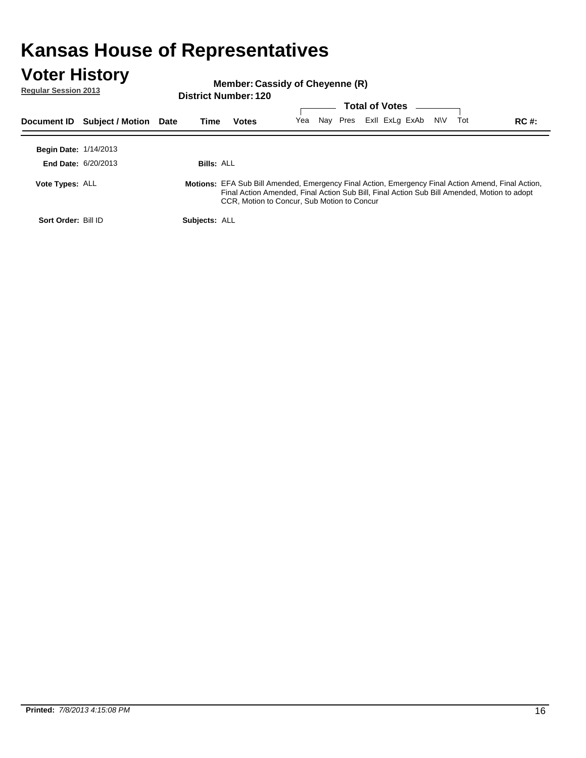# Kansas House of Representatives

## Voter History

**Regular Session 2013**

**Member: Cassidy of Cheyenne (R)**

**District Number: 120**

| Document ID | Subject / Motion | Date | Time | Votes | Yea | Nay | Pres | ExII | ExLg | ExAb | N\V | Tot | RC #: |
|---|---|---|---|---|---|---|---|---|---|---|---|---|---|

**Begin Date:** 1/14/2013

**End Date:** 6/20/2013

**Bills:** ALL

**Vote Types:** ALL

**Motions:** EFA Sub Bill Amended, Emergency Final Action, Emergency Final Action Amend, Final Action, Final Action Amended, Final Action Sub Bill, Final Action Sub Bill Amended, Motion to adopt CCR, Motion to Concur, Sub Motion to Concur

**Sort Order:** Bill ID

**Subjects:** ALL

**Printed:** *7/8/2013 4:15:08 PM*